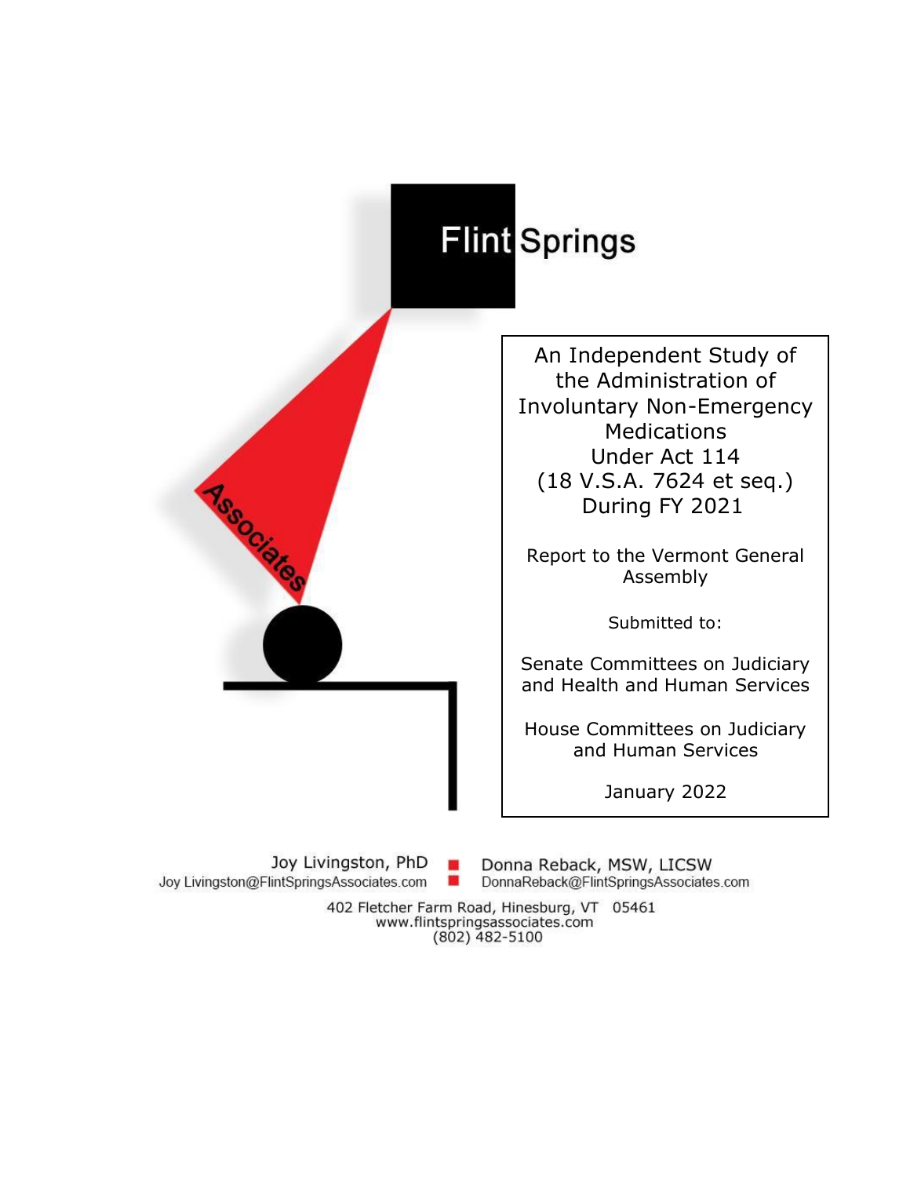Flint Springs

Associates

# An Independent Study of the Administration of Involuntary Non-Emergency Medications Under Act 114 (18 V.S.A. 7624 et seq.) During FY 2021

Report to the Vermont General Assembly

Submitted to:

Senate Committees on Judiciary and Health and Human Services

House Committees on Judiciary and Human Services

January 2022

Joy Livingston, PhD
Joy Livingston@FlintSpringsAssociates.com

Donna Reback, MSW, LICSW
DonnaReback@FlintSpringsAssociates.com

402 Fletcher Farm Road, Hinesburg, VT 05461
www.flintspringsassociates.com
(802) 482-5100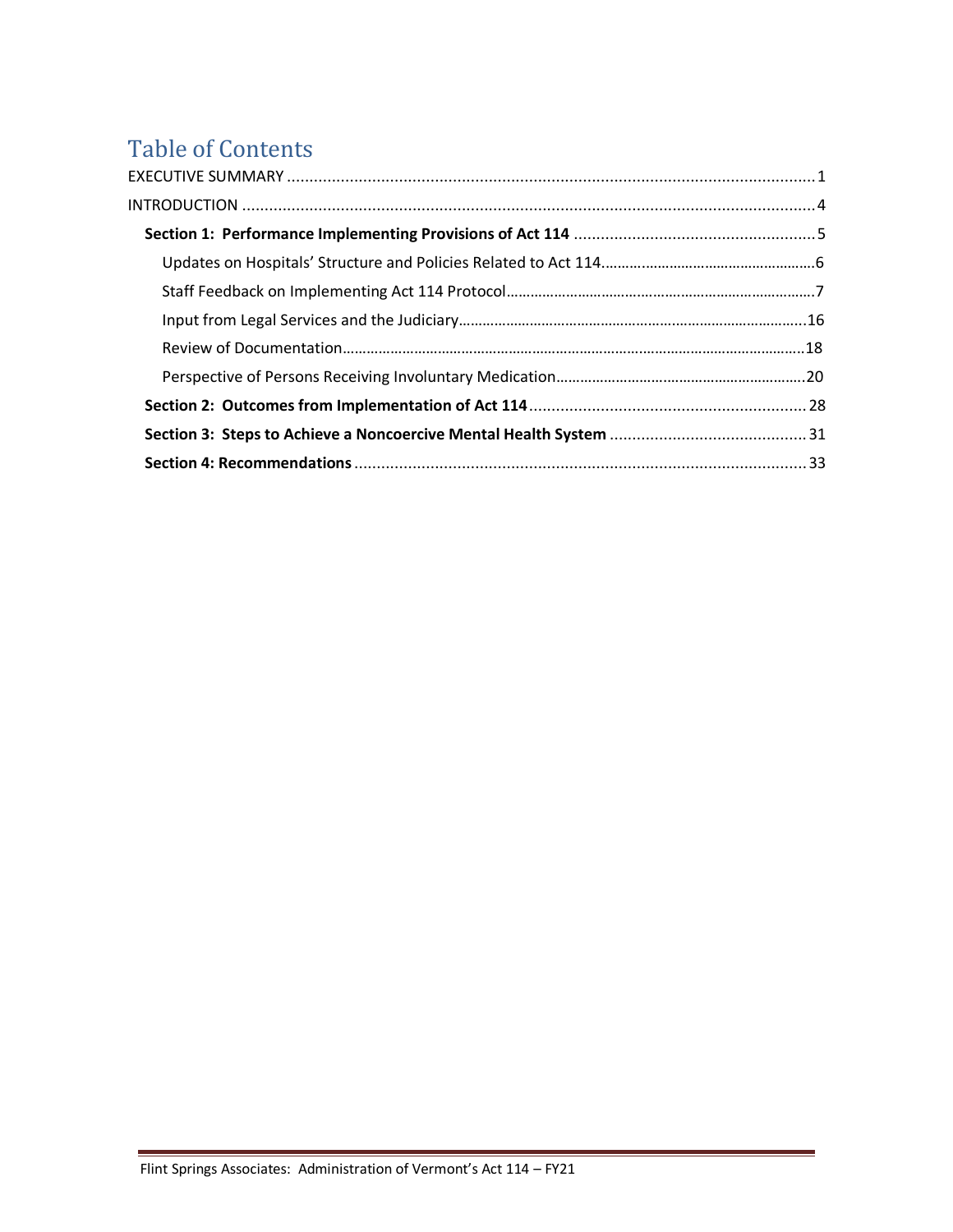# Table of Contents

EXECUTIVE SUMMARY ........................................................................................................................ 1

INTRODUCTION .................................................................................................................................. 4

**Section 1: Performance Implementing Provisions of Act 114** ...................................................... 5

Updates on Hospitals' Structure and Policies Related to Act 114..................................................... 6

Staff Feedback on Implementing Act 114 Protocol.............................................................................. 7

Input from Legal Services and the Judiciary......................................................................................... 16

Review of Documentation...................................................................................................................... 18

Perspective of Persons Receiving Involuntary Medication................................................................ 20

**Section 2: Outcomes from Implementation of Act 114** ............................................................... 28

**Section 3: Steps to Achieve a Noncoercive Mental Health System** ............................................ 31

**Section 4: Recommendations** ........................................................................................................ 33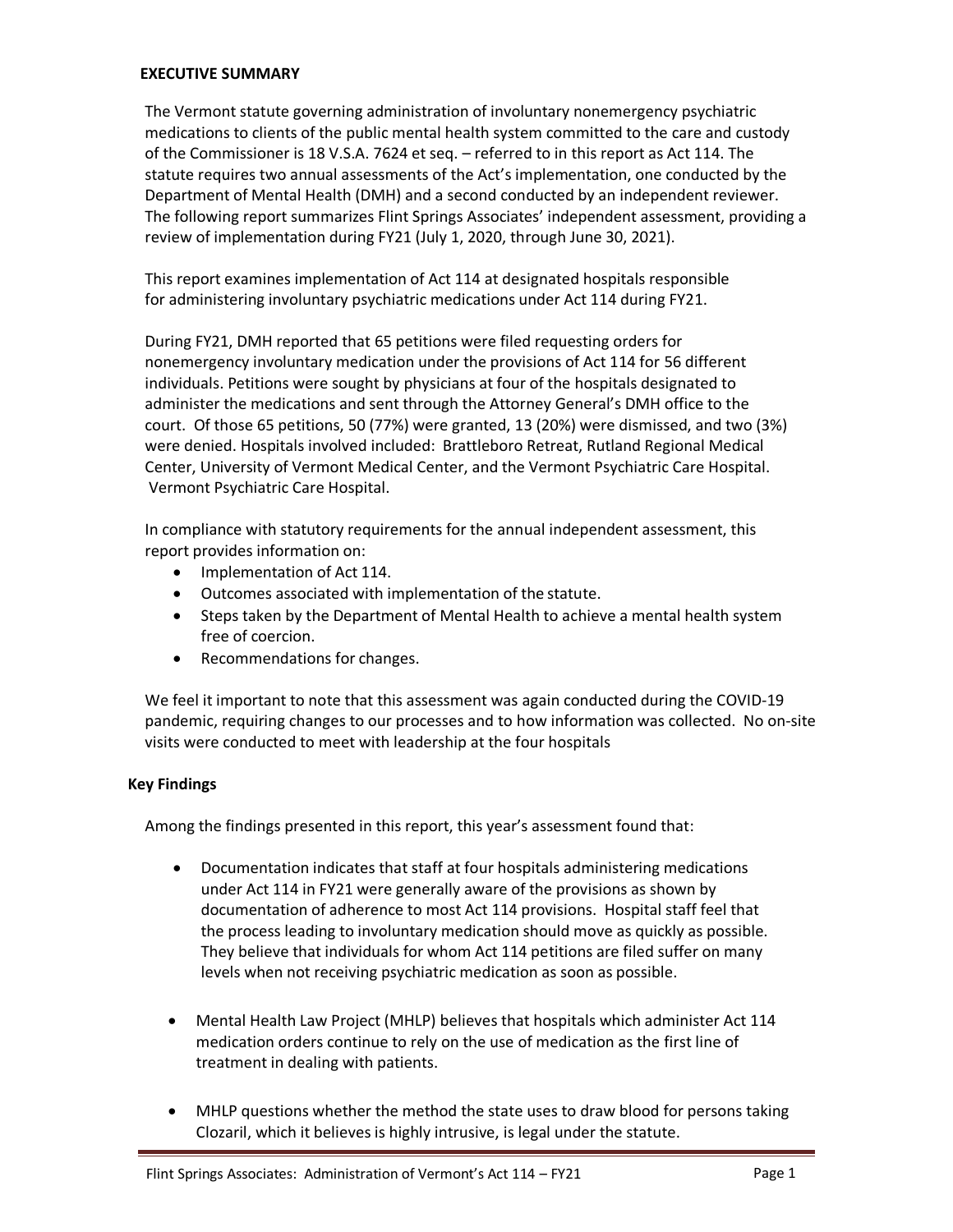## EXECUTIVE SUMMARY

The Vermont statute governing administration of involuntary nonemergency psychiatric medications to clients of the public mental health system committed to the care and custody of the Commissioner is 18 V.S.A. 7624 et seq. – referred to in this report as Act 114. The statute requires two annual assessments of the Act's implementation, one conducted by the Department of Mental Health (DMH) and a second conducted by an independent reviewer. The following report summarizes Flint Springs Associates' independent assessment, providing a review of implementation during FY21 (July 1, 2020, through June 30, 2021).

This report examines implementation of Act 114 at designated hospitals responsible for administering involuntary psychiatric medications under Act 114 during FY21.

During FY21, DMH reported that 65 petitions were filed requesting orders for nonemergency involuntary medication under the provisions of Act 114 for 56 different individuals. Petitions were sought by physicians at four of the hospitals designated to administer the medications and sent through the Attorney General's DMH office to the court. Of those 65 petitions, 50 (77%) were granted, 13 (20%) were dismissed, and two (3%) were denied. Hospitals involved included: Brattleboro Retreat, Rutland Regional Medical Center, University of Vermont Medical Center, and the Vermont Psychiatric Care Hospital. Vermont Psychiatric Care Hospital.

In compliance with statutory requirements for the annual independent assessment, this report provides information on:

- Implementation of Act 114.
- Outcomes associated with implementation of the statute.
- Steps taken by the Department of Mental Health to achieve a mental health system free of coercion.
- Recommendations for changes.

We feel it important to note that this assessment was again conducted during the COVID-19 pandemic, requiring changes to our processes and to how information was collected. No on-site visits were conducted to meet with leadership at the four hospitals

### Key Findings

Among the findings presented in this report, this year's assessment found that:

- Documentation indicates that staff at four hospitals administering medications under Act 114 in FY21 were generally aware of the provisions as shown by documentation of adherence to most Act 114 provisions. Hospital staff feel that the process leading to involuntary medication should move as quickly as possible. They believe that individuals for whom Act 114 petitions are filed suffer on many levels when not receiving psychiatric medication as soon as possible.

- Mental Health Law Project (MHLP) believes that hospitals which administer Act 114 medication orders continue to rely on the use of medication as the first line of treatment in dealing with patients.

- MHLP questions whether the method the state uses to draw blood for persons taking Clozaril, which it believes is highly intrusive, is legal under the statute.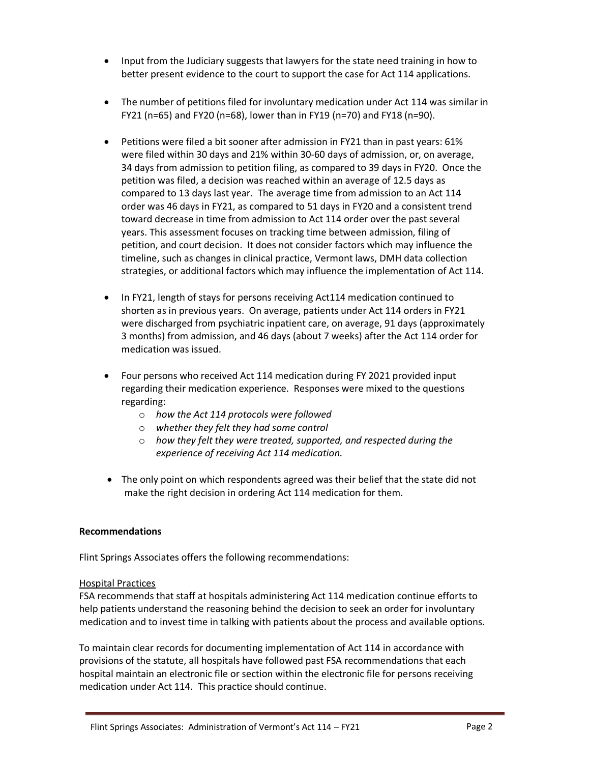- Input from the Judiciary suggests that lawyers for the state need training in how to better present evidence to the court to support the case for Act 114 applications.

- The number of petitions filed for involuntary medication under Act 114 was similar in FY21 (n=65) and FY20 (n=68), lower than in FY19 (n=70) and FY18 (n=90).

- Petitions were filed a bit sooner after admission in FY21 than in past years: 61% were filed within 30 days and 21% within 30-60 days of admission, or, on average, 34 days from admission to petition filing, as compared to 39 days in FY20. Once the petition was filed, a decision was reached within an average of 12.5 days as compared to 13 days last year. The average time from admission to an Act 114 order was 46 days in FY21, as compared to 51 days in FY20 and a consistent trend toward decrease in time from admission to Act 114 order over the past several years. This assessment focuses on tracking time between admission, filing of petition, and court decision. It does not consider factors which may influence the timeline, such as changes in clinical practice, Vermont laws, DMH data collection strategies, or additional factors which may influence the implementation of Act 114.

- In FY21, length of stays for persons receiving Act114 medication continued to shorten as in previous years. On average, patients under Act 114 orders in FY21 were discharged from psychiatric inpatient care, on average, 91 days (approximately 3 months) from admission, and 46 days (about 7 weeks) after the Act 114 order for medication was issued.

- Four persons who received Act 114 medication during FY 2021 provided input regarding their medication experience. Responses were mixed to the questions regarding:
  - *how the Act 114 protocols were followed*
  - *whether they felt they had some control*
  - *how they felt they were treated, supported, and respected during the experience of receiving Act 114 medication.*

- The only point on which respondents agreed was their belief that the state did not make the right decision in ordering Act 114 medication for them.

**Recommendations**

Flint Springs Associates offers the following recommendations:

Hospital Practices

FSA recommends that staff at hospitals administering Act 114 medication continue efforts to help patients understand the reasoning behind the decision to seek an order for involuntary medication and to invest time in talking with patients about the process and available options.

To maintain clear records for documenting implementation of Act 114 in accordance with provisions of the statute, all hospitals have followed past FSA recommendations that each hospital maintain an electronic file or section within the electronic file for persons receiving medication under Act 114. This practice should continue.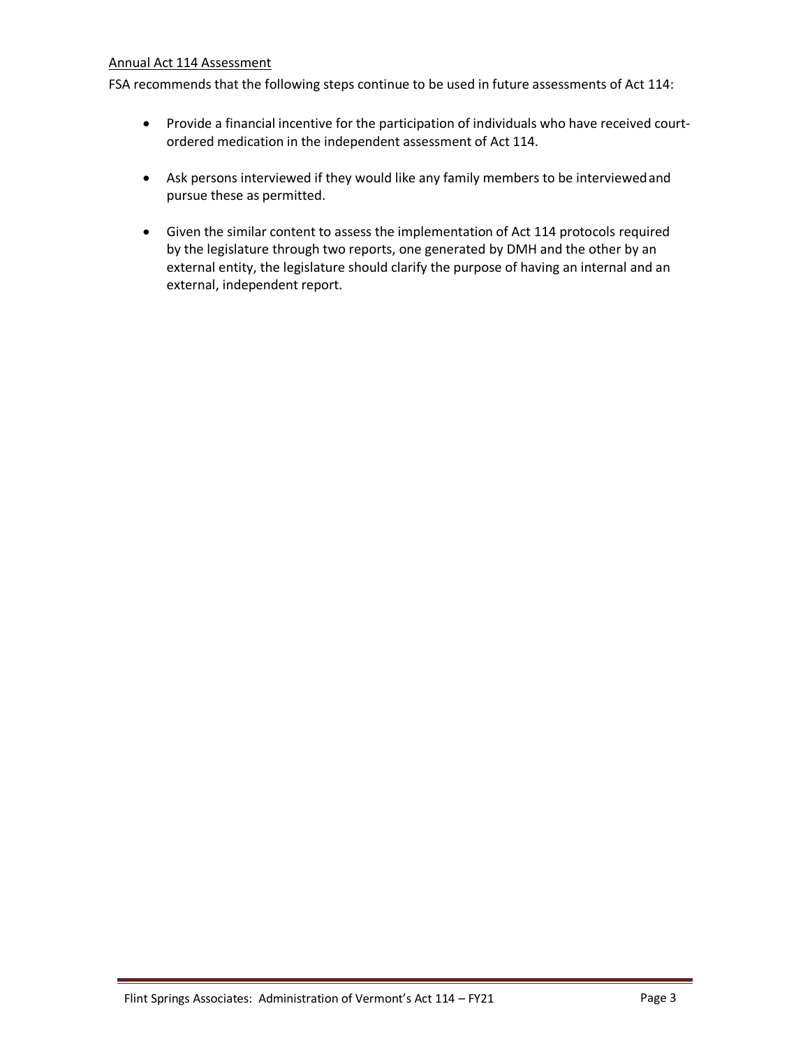Annual Act 114 Assessment

FSA recommends that the following steps continue to be used in future assessments of Act 114:

- Provide a financial incentive for the participation of individuals who have received court-ordered medication in the independent assessment of Act 114.
- Ask persons interviewed if they would like any family members to be interviewed and pursue these as permitted.
- Given the similar content to assess the implementation of Act 114 protocols required by the legislature through two reports, one generated by DMH and the other by an external entity, the legislature should clarify the purpose of having an internal and an external, independent report.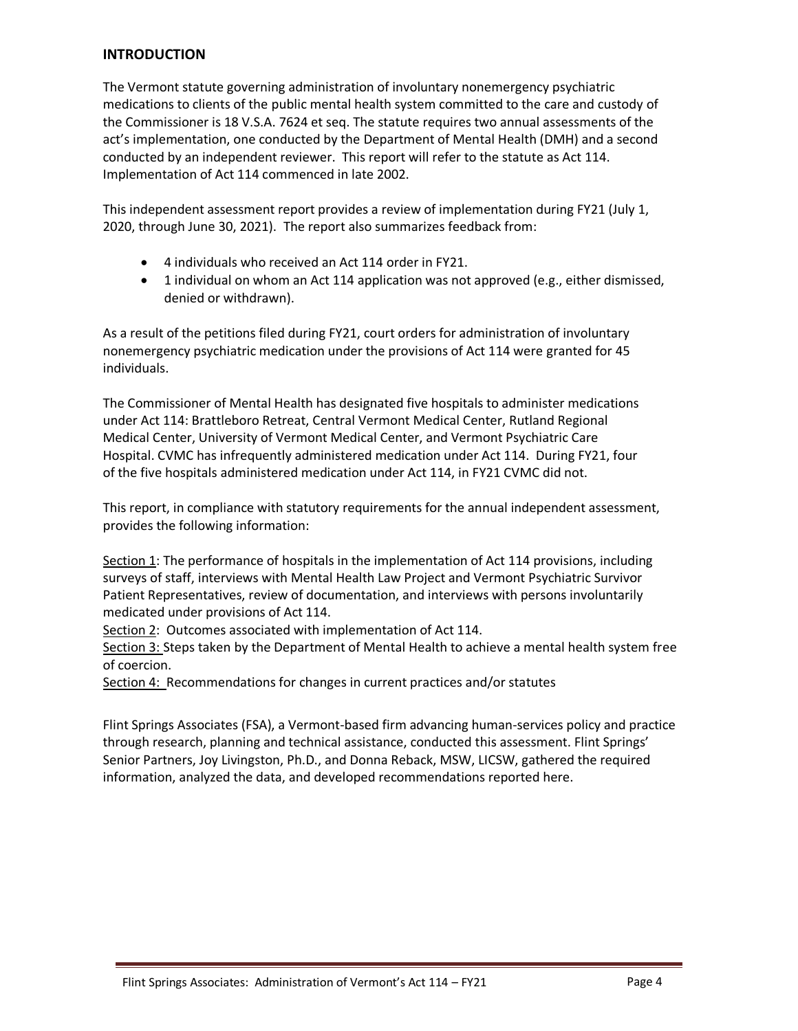## INTRODUCTION

The Vermont statute governing administration of involuntary nonemergency psychiatric medications to clients of the public mental health system committed to the care and custody of the Commissioner is 18 V.S.A. 7624 et seq. The statute requires two annual assessments of the act's implementation, one conducted by the Department of Mental Health (DMH) and a second conducted by an independent reviewer. This report will refer to the statute as Act 114. Implementation of Act 114 commenced in late 2002.

This independent assessment report provides a review of implementation during FY21 (July 1, 2020, through June 30, 2021). The report also summarizes feedback from:

- 4 individuals who received an Act 114 order in FY21.
- 1 individual on whom an Act 114 application was not approved (e.g., either dismissed, denied or withdrawn).

As a result of the petitions filed during FY21, court orders for administration of involuntary nonemergency psychiatric medication under the provisions of Act 114 were granted for 45 individuals.

The Commissioner of Mental Health has designated five hospitals to administer medications under Act 114: Brattleboro Retreat, Central Vermont Medical Center, Rutland Regional Medical Center, University of Vermont Medical Center, and Vermont Psychiatric Care Hospital. CVMC has infrequently administered medication under Act 114. During FY21, four of the five hospitals administered medication under Act 114, in FY21 CVMC did not.

This report, in compliance with statutory requirements for the annual independent assessment, provides the following information:

Section 1: The performance of hospitals in the implementation of Act 114 provisions, including surveys of staff, interviews with Mental Health Law Project and Vermont Psychiatric Survivor Patient Representatives, review of documentation, and interviews with persons involuntarily medicated under provisions of Act 114.
Section 2: Outcomes associated with implementation of Act 114.
Section 3: Steps taken by the Department of Mental Health to achieve a mental health system free of coercion.
Section 4: Recommendations for changes in current practices and/or statutes

Flint Springs Associates (FSA), a Vermont-based firm advancing human-services policy and practice through research, planning and technical assistance, conducted this assessment. Flint Springs' Senior Partners, Joy Livingston, Ph.D., and Donna Reback, MSW, LICSW, gathered the required information, analyzed the data, and developed recommendations reported here.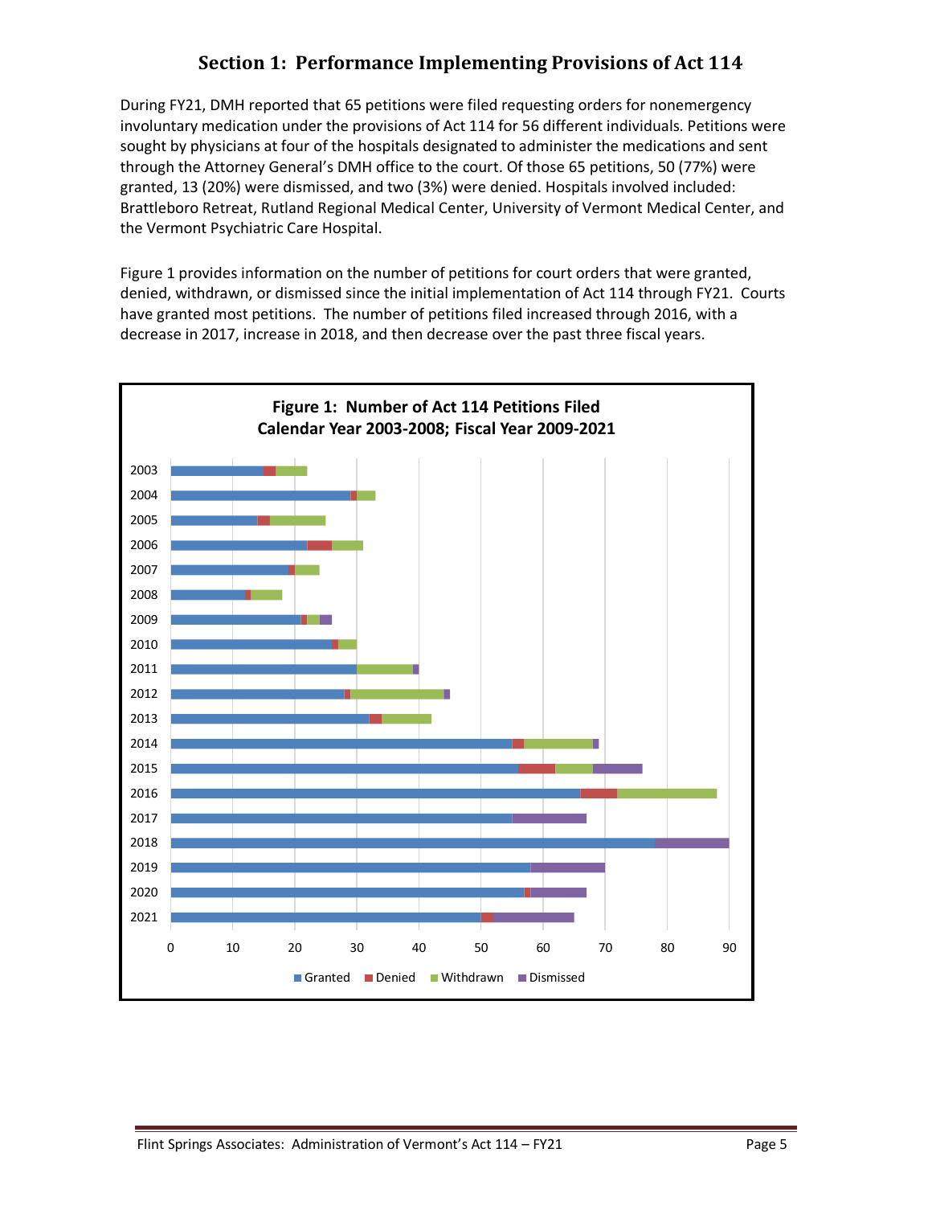## Section 1: Performance Implementing Provisions of Act 114

During FY21, DMH reported that 65 petitions were filed requesting orders for nonemergency involuntary medication under the provisions of Act 114 for 56 different individuals. Petitions were sought by physicians at four of the hospitals designated to administer the medications and sent through the Attorney General's DMH office to the court. Of those 65 petitions, 50 (77%) were granted, 13 (20%) were dismissed, and two (3%) were denied. Hospitals involved included: Brattleboro Retreat, Rutland Regional Medical Center, University of Vermont Medical Center, and the Vermont Psychiatric Care Hospital.

Figure 1 provides information on the number of petitions for court orders that were granted, denied, withdrawn, or dismissed since the initial implementation of Act 114 through FY21. Courts have granted most petitions. The number of petitions filed increased through 2016, with a decrease in 2017, increase in 2018, and then decrease over the past three fiscal years.

**Figure 1: Number of Act 114 Petitions Filed Calendar Year 2003-2008; Fiscal Year 2009-2021**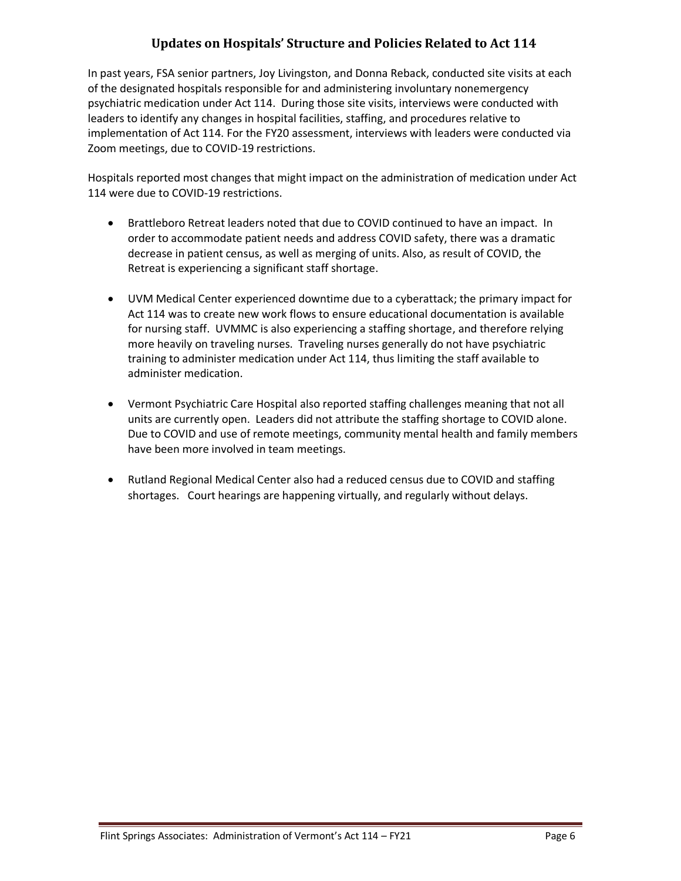## Updates on Hospitals' Structure and Policies Related to Act 114

In past years, FSA senior partners, Joy Livingston, and Donna Reback, conducted site visits at each of the designated hospitals responsible for and administering involuntary nonemergency psychiatric medication under Act 114. During those site visits, interviews were conducted with leaders to identify any changes in hospital facilities, staffing, and procedures relative to implementation of Act 114. For the FY20 assessment, interviews with leaders were conducted via Zoom meetings, due to COVID-19 restrictions.

Hospitals reported most changes that might impact on the administration of medication under Act 114 were due to COVID-19 restrictions.

- Brattleboro Retreat leaders noted that due to COVID continued to have an impact. In order to accommodate patient needs and address COVID safety, there was a dramatic decrease in patient census, as well as merging of units. Also, as result of COVID, the Retreat is experiencing a significant staff shortage.

- UVM Medical Center experienced downtime due to a cyberattack; the primary impact for Act 114 was to create new work flows to ensure educational documentation is available for nursing staff. UVMMC is also experiencing a staffing shortage, and therefore relying more heavily on traveling nurses. Traveling nurses generally do not have psychiatric training to administer medication under Act 114, thus limiting the staff available to administer medication.

- Vermont Psychiatric Care Hospital also reported staffing challenges meaning that not all units are currently open. Leaders did not attribute the staffing shortage to COVID alone. Due to COVID and use of remote meetings, community mental health and family members have been more involved in team meetings.

- Rutland Regional Medical Center also had a reduced census due to COVID and staffing shortages. Court hearings are happening virtually, and regularly without delays.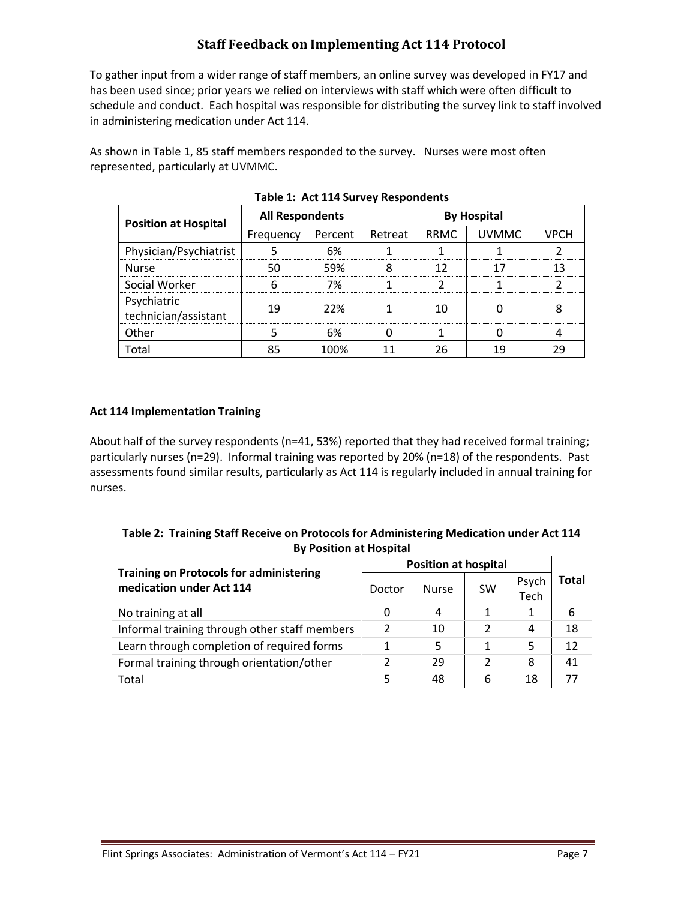## Staff Feedback on Implementing Act 114 Protocol

To gather input from a wider range of staff members, an online survey was developed in FY17 and has been used since; prior years we relied on interviews with staff which were often difficult to schedule and conduct. Each hospital was responsible for distributing the survey link to staff involved in administering medication under Act 114.

As shown in Table 1, 85 staff members responded to the survey. Nurses were most often represented, particularly at UVMMC.

**Table 1: Act 114 Survey Respondents**

| Position at Hospital | All Respondents | | By Hospital | | | |
|---|---|---|---|---|---|---|
| | Frequency | Percent | Retreat | RRMC | UVMMC | VPCH |
| Physician/Psychiatrist | 5 | 6% | 1 | 1 | 1 | 2 |
| Nurse | 50 | 59% | 8 | 12 | 17 | 13 |
| Social Worker | 6 | 7% | 1 | 2 | 1 | 2 |
| Psychiatric technician/assistant | 19 | 22% | 1 | 10 | 0 | 8 |
| Other | 5 | 6% | 0 | 1 | 0 | 4 |
| Total | 85 | 100% | 11 | 26 | 19 | 29 |

### Act 114 Implementation Training

About half of the survey respondents (n=41, 53%) reported that they had received formal training; particularly nurses (n=29). Informal training was reported by 20% (n=18) of the respondents. Past assessments found similar results, particularly as Act 114 is regularly included in annual training for nurses.

**Table 2: Training Staff Receive on Protocols for Administering Medication under Act 114 By Position at Hospital**

| Training on Protocols for administering medication under Act 114 | Position at hospital | | | | Total |
|---|---|---|---|---|---|
| | Doctor | Nurse | SW | Psych Tech | |
| No training at all | 0 | 4 | 1 | 1 | 6 |
| Informal training through other staff members | 2 | 10 | 2 | 4 | 18 |
| Learn through completion of required forms | 1 | 5 | 1 | 5 | 12 |
| Formal training through orientation/other | 2 | 29 | 2 | 8 | 41 |
| Total | 5 | 48 | 6 | 18 | 77 |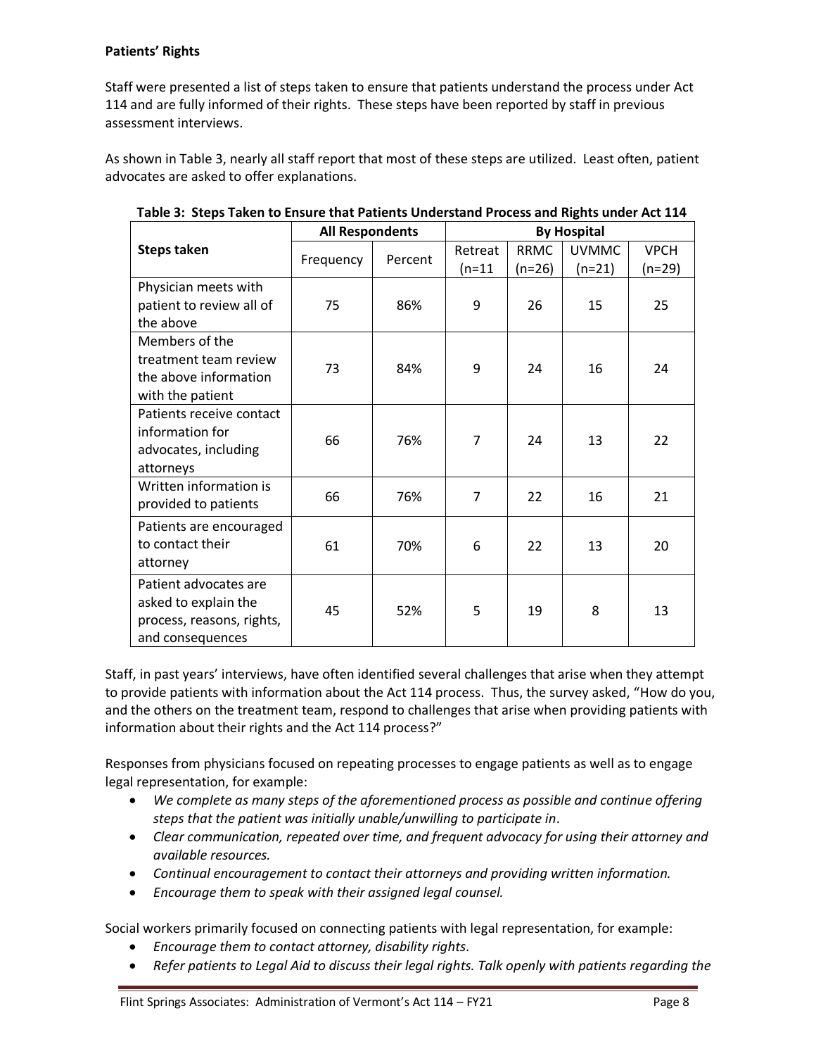**Patients' Rights**

Staff were presented a list of steps taken to ensure that patients understand the process under Act 114 and are fully informed of their rights. These steps have been reported by staff in previous assessment interviews.

As shown in Table 3, nearly all staff report that most of these steps are utilized. Least often, patient advocates are asked to offer explanations.

**Table 3: Steps Taken to Ensure that Patients Understand Process and Rights under Act 114**

| Steps taken | All Respondents | | By Hospital | | | |
|---|---|---|---|---|---|---|
| | Frequency | Percent | Retreat (n=11 | RRMC (n=26) | UVMMC (n=21) | VPCH (n=29) |
| Physician meets with patient to review all of the above | 75 | 86% | 9 | 26 | 15 | 25 |
| Members of the treatment team review the above information with the patient | 73 | 84% | 9 | 24 | 16 | 24 |
| Patients receive contact information for advocates, including attorneys | 66 | 76% | 7 | 24 | 13 | 22 |
| Written information is provided to patients | 66 | 76% | 7 | 22 | 16 | 21 |
| Patients are encouraged to contact their attorney | 61 | 70% | 6 | 22 | 13 | 20 |
| Patient advocates are asked to explain the process, reasons, rights, and consequences | 45 | 52% | 5 | 19 | 8 | 13 |

Staff, in past years' interviews, have often identified several challenges that arise when they attempt to provide patients with information about the Act 114 process. Thus, the survey asked, "How do you, and the others on the treatment team, respond to challenges that arise when providing patients with information about their rights and the Act 114 process?"

Responses from physicians focused on repeating processes to engage patients as well as to engage legal representation, for example:

- *We complete as many steps of the aforementioned process as possible and continue offering steps that the patient was initially unable/unwilling to participate in.*
- *Clear communication, repeated over time, and frequent advocacy for using their attorney and available resources.*
- *Continual encouragement to contact their attorneys and providing written information.*
- *Encourage them to speak with their assigned legal counsel.*

Social workers primarily focused on connecting patients with legal representation, for example:

- *Encourage them to contact attorney, disability rights.*
- *Refer patients to Legal Aid to discuss their legal rights. Talk openly with patients regarding the*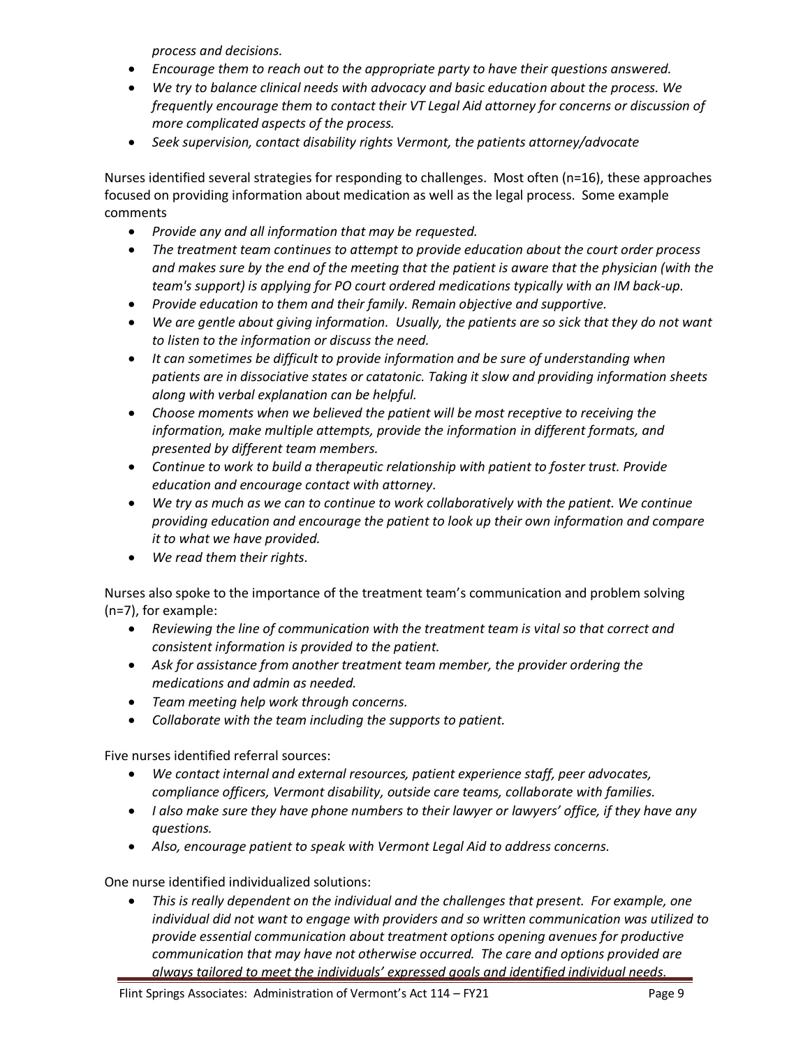*process and decisions.*

- *Encourage them to reach out to the appropriate party to have their questions answered.*
- *We try to balance clinical needs with advocacy and basic education about the process. We frequently encourage them to contact their VT Legal Aid attorney for concerns or discussion of more complicated aspects of the process.*
- *Seek supervision, contact disability rights Vermont, the patients attorney/advocate*

Nurses identified several strategies for responding to challenges. Most often (n=16), these approaches focused on providing information about medication as well as the legal process. Some example comments

- *Provide any and all information that may be requested.*
- *The treatment team continues to attempt to provide education about the court order process and makes sure by the end of the meeting that the patient is aware that the physician (with the team's support) is applying for PO court ordered medications typically with an IM back-up.*
- *Provide education to them and their family. Remain objective and supportive.*
- *We are gentle about giving information. Usually, the patients are so sick that they do not want to listen to the information or discuss the need.*
- *It can sometimes be difficult to provide information and be sure of understanding when patients are in dissociative states or catatonic. Taking it slow and providing information sheets along with verbal explanation can be helpful.*
- *Choose moments when we believed the patient will be most receptive to receiving the information, make multiple attempts, provide the information in different formats, and presented by different team members.*
- *Continue to work to build a therapeutic relationship with patient to foster trust. Provide education and encourage contact with attorney.*
- *We try as much as we can to continue to work collaboratively with the patient. We continue providing education and encourage the patient to look up their own information and compare it to what we have provided.*
- *We read them their rights.*

Nurses also spoke to the importance of the treatment team's communication and problem solving (n=7), for example:

- *Reviewing the line of communication with the treatment team is vital so that correct and consistent information is provided to the patient.*
- *Ask for assistance from another treatment team member, the provider ordering the medications and admin as needed.*
- *Team meeting help work through concerns.*
- *Collaborate with the team including the supports to patient.*

Five nurses identified referral sources:

- *We contact internal and external resources, patient experience staff, peer advocates, compliance officers, Vermont disability, outside care teams, collaborate with families.*
- *I also make sure they have phone numbers to their lawyer or lawyers' office, if they have any questions.*
- *Also, encourage patient to speak with Vermont Legal Aid to address concerns.*

One nurse identified individualized solutions:

- *This is really dependent on the individual and the challenges that present. For example, one individual did not want to engage with providers and so written communication was utilized to provide essential communication about treatment options opening avenues for productive communication that may have not otherwise occurred. The care and options provided are always tailored to meet the individuals' expressed goals and identified individual needs.*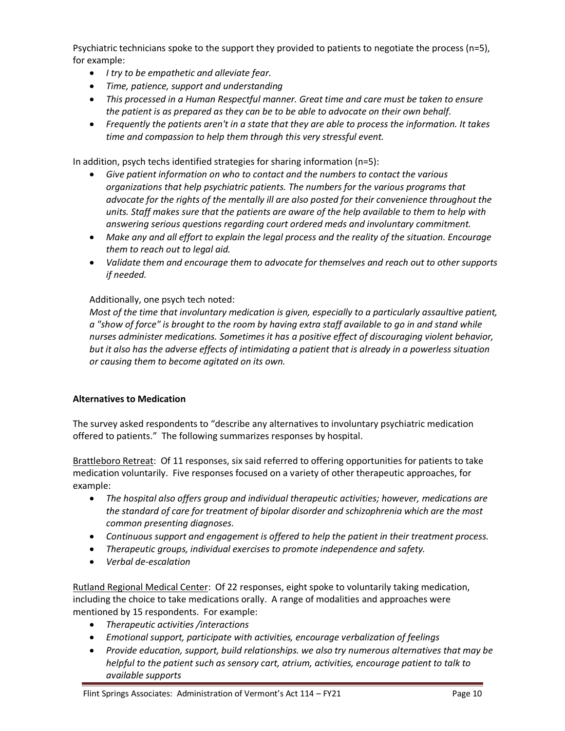Psychiatric technicians spoke to the support they provided to patients to negotiate the process (n=5), for example:

- *I try to be empathetic and alleviate fear.*
- *Time, patience, support and understanding*
- *This processed in a Human Respectful manner. Great time and care must be taken to ensure the patient is as prepared as they can be to be able to advocate on their own behalf.*
- *Frequently the patients aren't in a state that they are able to process the information. It takes time and compassion to help them through this very stressful event.*

In addition, psych techs identified strategies for sharing information (n=5):

- *Give patient information on who to contact and the numbers to contact the various organizations that help psychiatric patients. The numbers for the various programs that advocate for the rights of the mentally ill are also posted for their convenience throughout the units. Staff makes sure that the patients are aware of the help available to them to help with answering serious questions regarding court ordered meds and involuntary commitment.*
- *Make any and all effort to explain the legal process and the reality of the situation. Encourage them to reach out to legal aid.*
- *Validate them and encourage them to advocate for themselves and reach out to other supports if needed.*

Additionally, one psych tech noted:

*Most of the time that involuntary medication is given, especially to a particularly assaultive patient, a "show of force" is brought to the room by having extra staff available to go in and stand while nurses administer medications. Sometimes it has a positive effect of discouraging violent behavior, but it also has the adverse effects of intimidating a patient that is already in a powerless situation or causing them to become agitated on its own.*

### Alternatives to Medication

The survey asked respondents to "describe any alternatives to involuntary psychiatric medication offered to patients." The following summarizes responses by hospital.

Brattleboro Retreat: Of 11 responses, six said referred to offering opportunities for patients to take medication voluntarily. Five responses focused on a variety of other therapeutic approaches, for example:

- *The hospital also offers group and individual therapeutic activities; however, medications are the standard of care for treatment of bipolar disorder and schizophrenia which are the most common presenting diagnoses.*
- *Continuous support and engagement is offered to help the patient in their treatment process.*
- *Therapeutic groups, individual exercises to promote independence and safety.*
- *Verbal de-escalation*

Rutland Regional Medical Center: Of 22 responses, eight spoke to voluntarily taking medication, including the choice to take medications orally. A range of modalities and approaches were mentioned by 15 respondents. For example:

- *Therapeutic activities /interactions*
- *Emotional support, participate with activities, encourage verbalization of feelings*
- *Provide education, support, build relationships. we also try numerous alternatives that may be helpful to the patient such as sensory cart, atrium, activities, encourage patient to talk to available supports*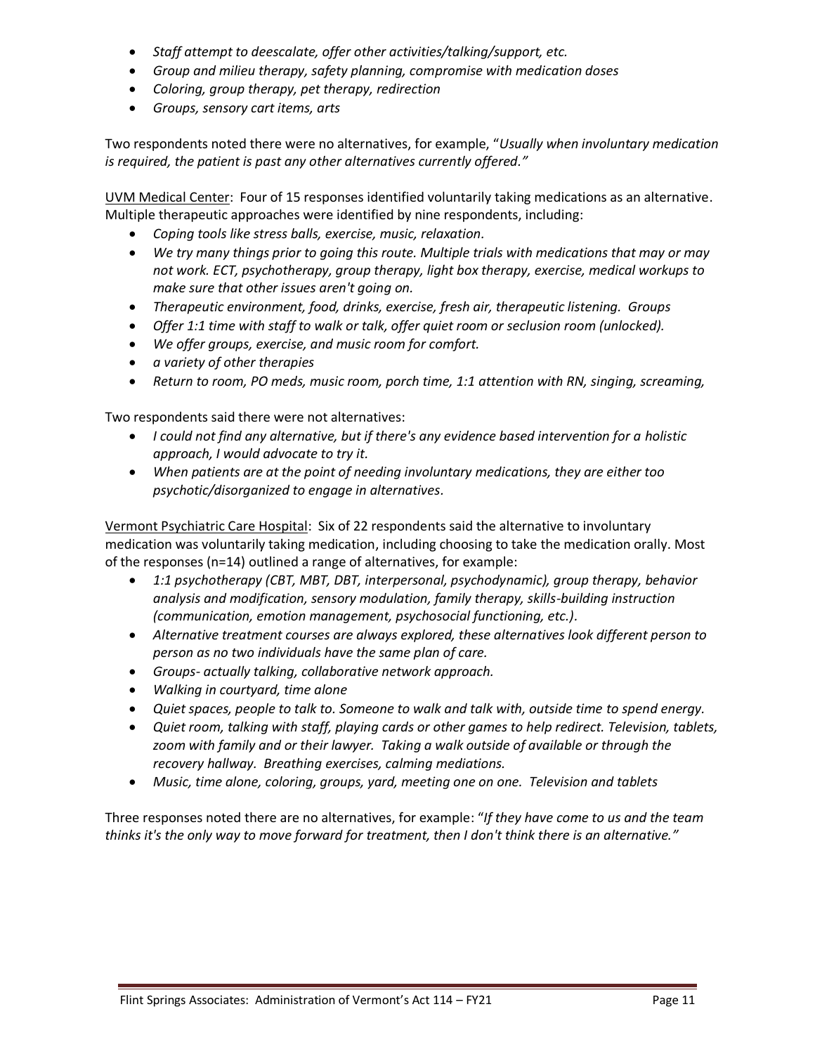- *Staff attempt to deescalate, offer other activities/talking/support, etc.*
- *Group and milieu therapy, safety planning, compromise with medication doses*
- *Coloring, group therapy, pet therapy, redirection*
- *Groups, sensory cart items, arts*

Two respondents noted there were no alternatives, for example, "*Usually when involuntary medication is required, the patient is past any other alternatives currently offered.*"

UVM Medical Center: Four of 15 responses identified voluntarily taking medications as an alternative. Multiple therapeutic approaches were identified by nine respondents, including:

- *Coping tools like stress balls, exercise, music, relaxation.*
- *We try many things prior to going this route. Multiple trials with medications that may or may not work. ECT, psychotherapy, group therapy, light box therapy, exercise, medical workups to make sure that other issues aren't going on.*
- *Therapeutic environment, food, drinks, exercise, fresh air, therapeutic listening. Groups*
- *Offer 1:1 time with staff to walk or talk, offer quiet room or seclusion room (unlocked).*
- *We offer groups, exercise, and music room for comfort.*
- *a variety of other therapies*
- *Return to room, PO meds, music room, porch time, 1:1 attention with RN, singing, screaming,*

Two respondents said there were not alternatives:

- *I could not find any alternative, but if there's any evidence based intervention for a holistic approach, I would advocate to try it.*
- *When patients are at the point of needing involuntary medications, they are either too psychotic/disorganized to engage in alternatives.*

Vermont Psychiatric Care Hospital: Six of 22 respondents said the alternative to involuntary medication was voluntarily taking medication, including choosing to take the medication orally. Most of the responses (n=14) outlined a range of alternatives, for example:

- *1:1 psychotherapy (CBT, MBT, DBT, interpersonal, psychodynamic), group therapy, behavior analysis and modification, sensory modulation, family therapy, skills-building instruction (communication, emotion management, psychosocial functioning, etc.).*
- *Alternative treatment courses are always explored, these alternatives look different person to person as no two individuals have the same plan of care.*
- *Groups- actually talking, collaborative network approach.*
- *Walking in courtyard, time alone*
- *Quiet spaces, people to talk to. Someone to walk and talk with, outside time to spend energy.*
- *Quiet room, talking with staff, playing cards or other games to help redirect. Television, tablets, zoom with family and or their lawyer. Taking a walk outside of available or through the recovery hallway. Breathing exercises, calming mediations.*
- *Music, time alone, coloring, groups, yard, meeting one on one. Television and tablets*

Three responses noted there are no alternatives, for example: "*If they have come to us and the team thinks it's the only way to move forward for treatment, then I don't think there is an alternative.*"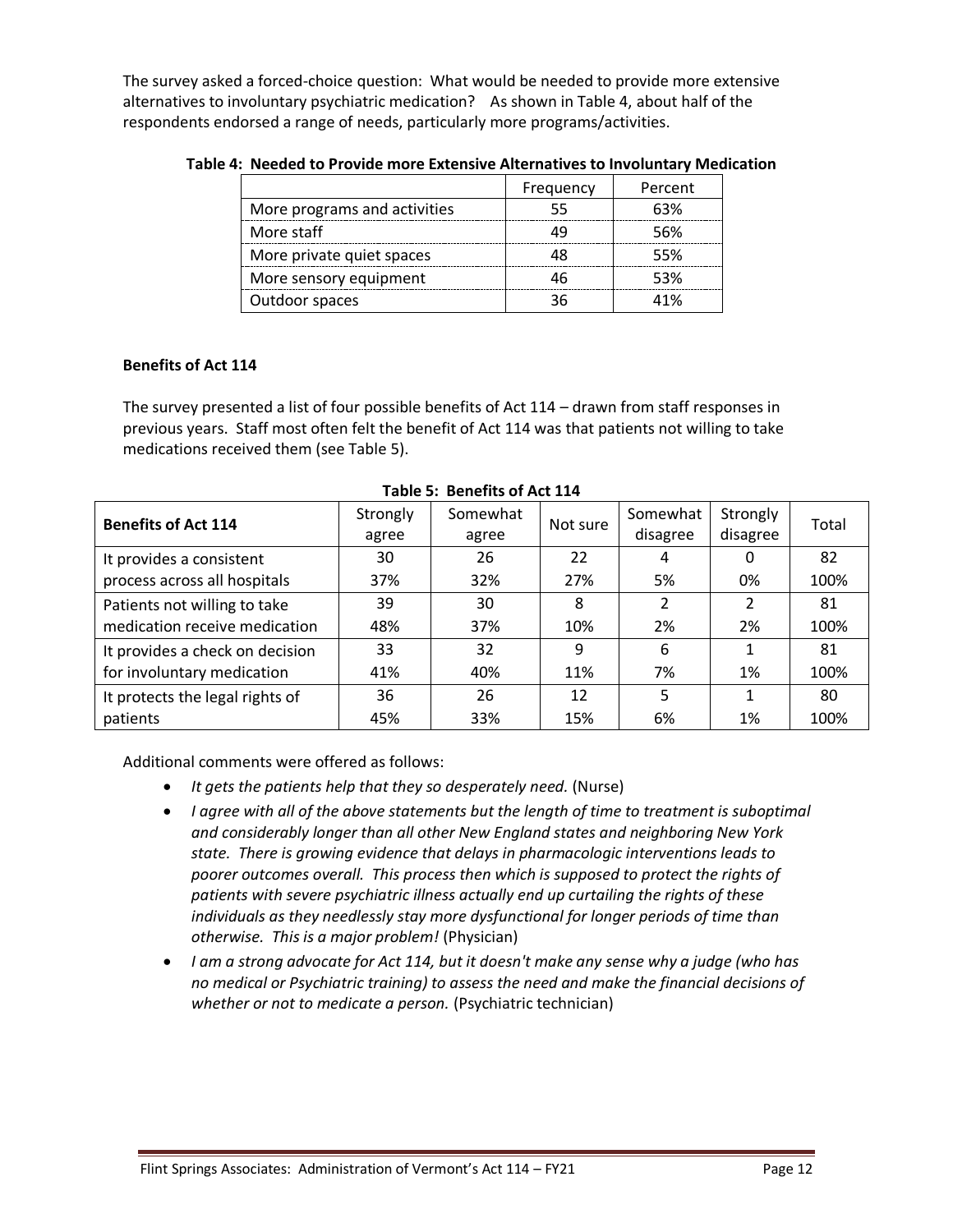The survey asked a forced-choice question: What would be needed to provide more extensive alternatives to involuntary psychiatric medication? As shown in Table 4, about half of the respondents endorsed a range of needs, particularly more programs/activities.

**Table 4: Needed to Provide more Extensive Alternatives to Involuntary Medication**

| | Frequency | Percent |
|---|---|---|
| More programs and activities | 55 | 63% |
| More staff | 49 | 56% |
| More private quiet spaces | 48 | 55% |
| More sensory equipment | 46 | 53% |
| Outdoor spaces | 36 | 41% |

**Benefits of Act 114**

The survey presented a list of four possible benefits of Act 114 – drawn from staff responses in previous years. Staff most often felt the benefit of Act 114 was that patients not willing to take medications received them (see Table 5).

**Table 5: Benefits of Act 114**

| Benefits of Act 114 | Strongly agree | Somewhat agree | Not sure | Somewhat disagree | Strongly disagree | Total |
|---|---|---|---|---|---|---|
| It provides a consistent process across all hospitals | 30<br>37% | 26<br>32% | 22<br>27% | 4<br>5% | 0<br>0% | 82<br>100% |
| Patients not willing to take medication receive medication | 39<br>48% | 30<br>37% | 8<br>10% | 2<br>2% | 2<br>2% | 81<br>100% |
| It provides a check on decision for involuntary medication | 33<br>41% | 32<br>40% | 9<br>11% | 6<br>7% | 1<br>1% | 81<br>100% |
| It protects the legal rights of patients | 36<br>45% | 26<br>33% | 12<br>15% | 5<br>6% | 1<br>1% | 80<br>100% |

Additional comments were offered as follows:

- *It gets the patients help that they so desperately need.* (Nurse)
- *I agree with all of the above statements but the length of time to treatment is suboptimal and considerably longer than all other New England states and neighboring New York state. There is growing evidence that delays in pharmacologic interventions leads to poorer outcomes overall. This process then which is supposed to protect the rights of patients with severe psychiatric illness actually end up curtailing the rights of these individuals as they needlessly stay more dysfunctional for longer periods of time than otherwise. This is a major problem!* (Physician)
- *I am a strong advocate for Act 114, but it doesn't make any sense why a judge (who has no medical or Psychiatric training) to assess the need and make the financial decisions of whether or not to medicate a person.* (Psychiatric technician)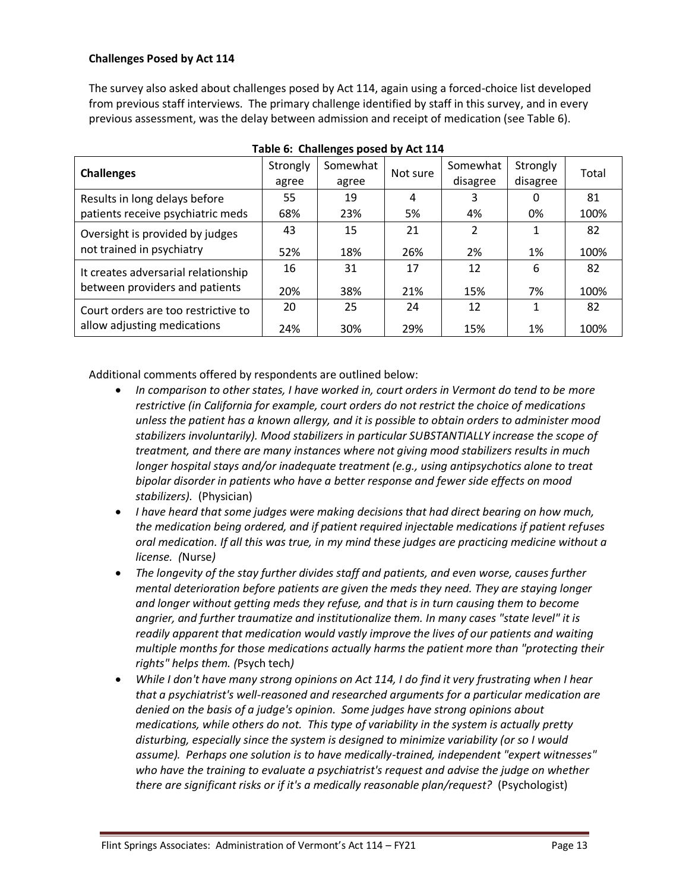**Challenges Posed by Act 114**

The survey also asked about challenges posed by Act 114, again using a forced-choice list developed from previous staff interviews. The primary challenge identified by staff in this survey, and in every previous assessment, was the delay between admission and receipt of medication (see Table 6).

**Table 6: Challenges posed by Act 114**

| Challenges | Strongly agree | Somewhat agree | Not sure | Somewhat disagree | Strongly disagree | Total |
|---|---|---|---|---|---|---|
| Results in long delays before patients receive psychiatric meds | 55<br>68% | 19<br>23% | 4<br>5% | 3<br>4% | 0<br>0% | 81<br>100% |
| Oversight is provided by judges not trained in psychiatry | 43<br>52% | 15<br>18% | 21<br>26% | 2<br>2% | 1<br>1% | 82<br>100% |
| It creates adversarial relationship between providers and patients | 16<br>20% | 31<br>38% | 17<br>21% | 12<br>15% | 6<br>7% | 82<br>100% |
| Court orders are too restrictive to allow adjusting medications | 20<br>24% | 25<br>30% | 24<br>29% | 12<br>15% | 1<br>1% | 82<br>100% |

Additional comments offered by respondents are outlined below:

- *In comparison to other states, I have worked in, court orders in Vermont do tend to be more restrictive (in California for example, court orders do not restrict the choice of medications unless the patient has a known allergy, and it is possible to obtain orders to administer mood stabilizers involuntarily). Mood stabilizers in particular SUBSTANTIALLY increase the scope of treatment, and there are many instances where not giving mood stabilizers results in much longer hospital stays and/or inadequate treatment (e.g., using antipsychotics alone to treat bipolar disorder in patients who have a better response and fewer side effects on mood stabilizers).* (Physician)
- *I have heard that some judges were making decisions that had direct bearing on how much, the medication being ordered, and if patient required injectable medications if patient refuses oral medication. If all this was true, in my mind these judges are practicing medicine without a license.* (Nurse)
- *The longevity of the stay further divides staff and patients, and even worse, causes further mental deterioration before patients are given the meds they need. They are staying longer and longer without getting meds they refuse, and that is in turn causing them to become angrier, and further traumatize and institutionalize them. In many cases "state level" it is readily apparent that medication would vastly improve the lives of our patients and waiting multiple months for those medications actually harms the patient more than "protecting their rights" helps them.* (Psych tech)
- *While I don't have many strong opinions on Act 114, I do find it very frustrating when I hear that a psychiatrist's well-reasoned and researched arguments for a particular medication are denied on the basis of a judge's opinion. Some judges have strong opinions about medications, while others do not. This type of variability in the system is actually pretty disturbing, especially since the system is designed to minimize variability (or so I would assume). Perhaps one solution is to have medically-trained, independent "expert witnesses" who have the training to evaluate a psychiatrist's request and advise the judge on whether there are significant risks or if it's a medically reasonable plan/request?* (Psychologist)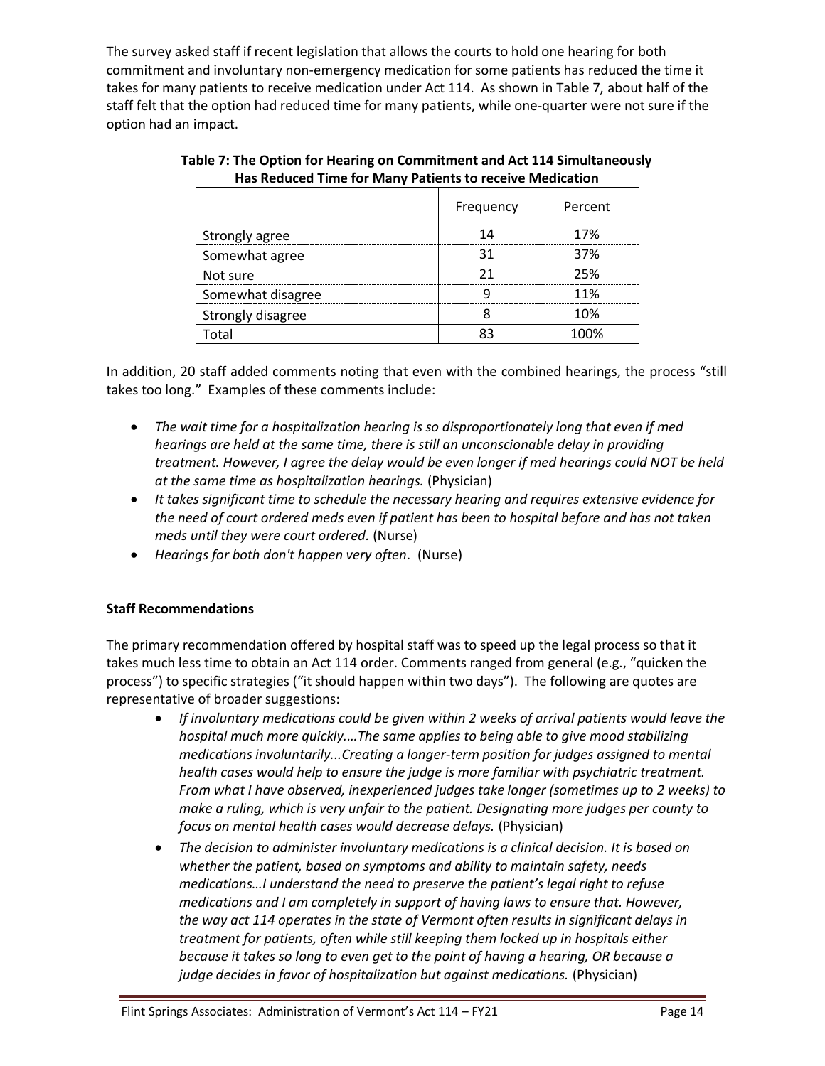The survey asked staff if recent legislation that allows the courts to hold one hearing for both commitment and involuntary non-emergency medication for some patients has reduced the time it takes for many patients to receive medication under Act 114. As shown in Table 7, about half of the staff felt that the option had reduced time for many patients, while one-quarter were not sure if the option had an impact.

**Table 7: The Option for Hearing on Commitment and Act 114 Simultaneously Has Reduced Time for Many Patients to receive Medication**

| | Frequency | Percent |
|---|---|---|
| Strongly agree | 14 | 17% |
| Somewhat agree | 31 | 37% |
| Not sure | 21 | 25% |
| Somewhat disagree | 9 | 11% |
| Strongly disagree | 8 | 10% |
| Total | 83 | 100% |

In addition, 20 staff added comments noting that even with the combined hearings, the process "still takes too long." Examples of these comments include:

- *The wait time for a hospitalization hearing is so disproportionately long that even if med hearings are held at the same time, there is still an unconscionable delay in providing treatment. However, I agree the delay would be even longer if med hearings could NOT be held at the same time as hospitalization hearings.* (Physician)
- *It takes significant time to schedule the necessary hearing and requires extensive evidence for the need of court ordered meds even if patient has been to hospital before and has not taken meds until they were court ordered.* (Nurse)
- *Hearings for both don't happen very often.* (Nurse)

**Staff Recommendations**

The primary recommendation offered by hospital staff was to speed up the legal process so that it takes much less time to obtain an Act 114 order. Comments ranged from general (e.g., "quicken the process") to specific strategies ("it should happen within two days"). The following are quotes are representative of broader suggestions:

- *If involuntary medications could be given within 2 weeks of arrival patients would leave the hospital much more quickly.…The same applies to being able to give mood stabilizing medications involuntarily...Creating a longer-term position for judges assigned to mental health cases would help to ensure the judge is more familiar with psychiatric treatment. From what I have observed, inexperienced judges take longer (sometimes up to 2 weeks) to make a ruling, which is very unfair to the patient. Designating more judges per county to focus on mental health cases would decrease delays.* (Physician)
- *The decision to administer involuntary medications is a clinical decision. It is based on whether the patient, based on symptoms and ability to maintain safety, needs medications…I understand the need to preserve the patient's legal right to refuse medications and I am completely in support of having laws to ensure that. However, the way act 114 operates in the state of Vermont often results in significant delays in treatment for patients, often while still keeping them locked up in hospitals either because it takes so long to even get to the point of having a hearing, OR because a judge decides in favor of hospitalization but against medications.* (Physician)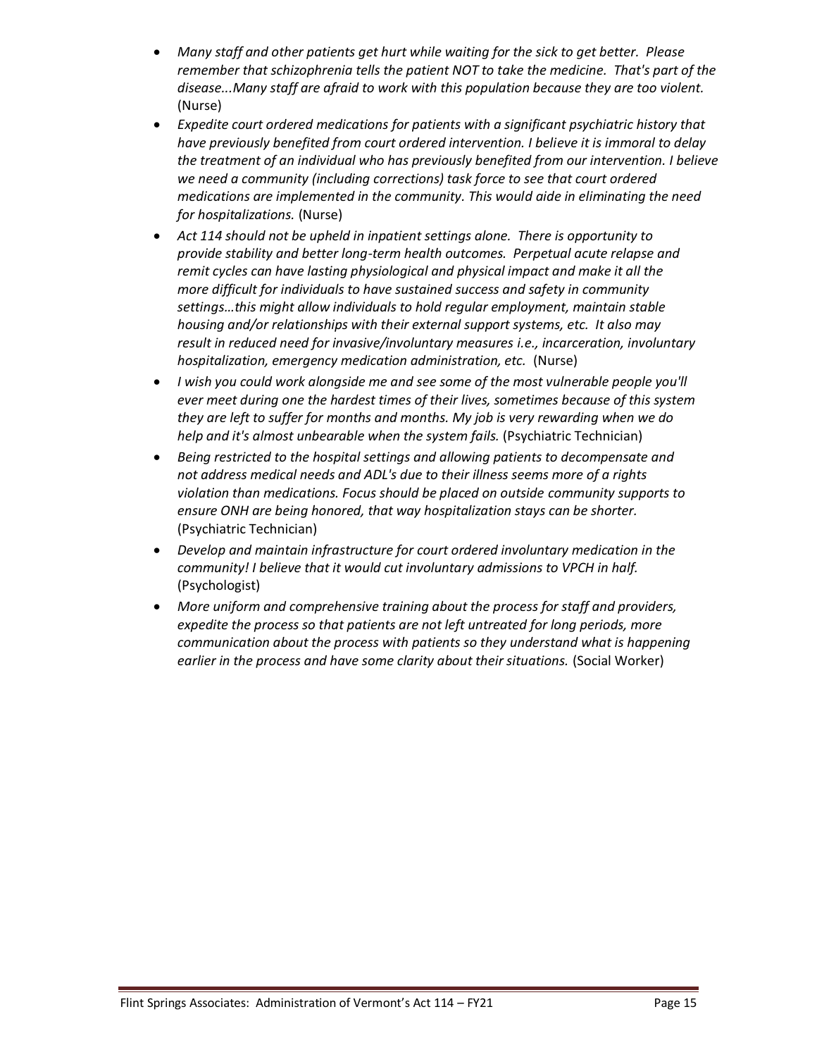- *Many staff and other patients get hurt while waiting for the sick to get better. Please remember that schizophrenia tells the patient NOT to take the medicine. That's part of the disease...Many staff are afraid to work with this population because they are too violent.* (Nurse)
- *Expedite court ordered medications for patients with a significant psychiatric history that have previously benefited from court ordered intervention. I believe it is immoral to delay the treatment of an individual who has previously benefited from our intervention. I believe we need a community (including corrections) task force to see that court ordered medications are implemented in the community. This would aide in eliminating the need for hospitalizations.* (Nurse)
- *Act 114 should not be upheld in inpatient settings alone. There is opportunity to provide stability and better long-term health outcomes. Perpetual acute relapse and remit cycles can have lasting physiological and physical impact and make it all the more difficult for individuals to have sustained success and safety in community settings…this might allow individuals to hold regular employment, maintain stable housing and/or relationships with their external support systems, etc. It also may result in reduced need for invasive/involuntary measures i.e., incarceration, involuntary hospitalization, emergency medication administration, etc.* (Nurse)
- *I wish you could work alongside me and see some of the most vulnerable people you'll ever meet during one the hardest times of their lives, sometimes because of this system they are left to suffer for months and months. My job is very rewarding when we do help and it's almost unbearable when the system fails.* (Psychiatric Technician)
- *Being restricted to the hospital settings and allowing patients to decompensate and not address medical needs and ADL's due to their illness seems more of a rights violation than medications. Focus should be placed on outside community supports to ensure ONH are being honored, that way hospitalization stays can be shorter.* (Psychiatric Technician)
- *Develop and maintain infrastructure for court ordered involuntary medication in the community! I believe that it would cut involuntary admissions to VPCH in half.* (Psychologist)
- *More uniform and comprehensive training about the process for staff and providers, expedite the process so that patients are not left untreated for long periods, more communication about the process with patients so they understand what is happening earlier in the process and have some clarity about their situations.* (Social Worker)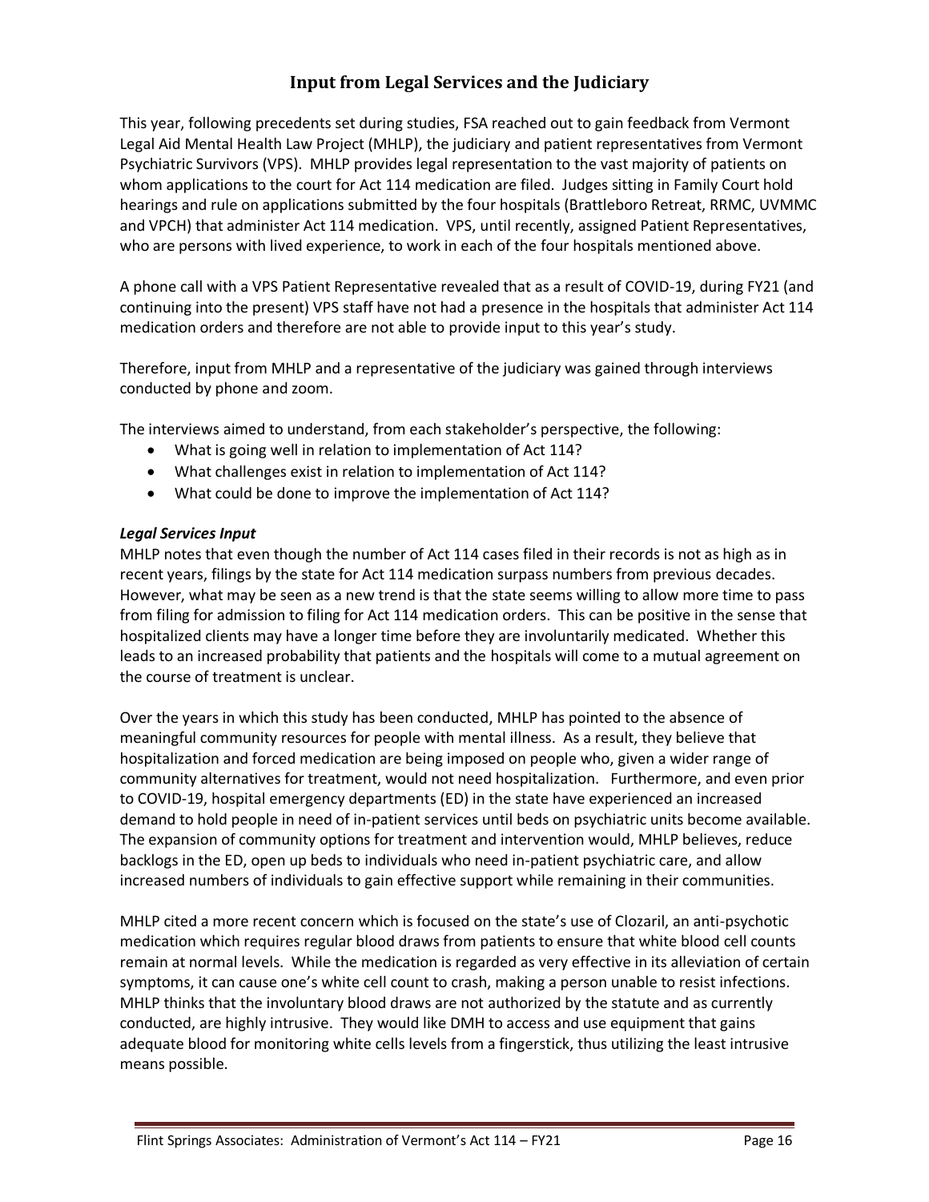## Input from Legal Services and the Judiciary

This year, following precedents set during studies, FSA reached out to gain feedback from Vermont Legal Aid Mental Health Law Project (MHLP), the judiciary and patient representatives from Vermont Psychiatric Survivors (VPS). MHLP provides legal representation to the vast majority of patients on whom applications to the court for Act 114 medication are filed. Judges sitting in Family Court hold hearings and rule on applications submitted by the four hospitals (Brattleboro Retreat, RRMC, UVMMC and VPCH) that administer Act 114 medication. VPS, until recently, assigned Patient Representatives, who are persons with lived experience, to work in each of the four hospitals mentioned above.

A phone call with a VPS Patient Representative revealed that as a result of COVID-19, during FY21 (and continuing into the present) VPS staff have not had a presence in the hospitals that administer Act 114 medication orders and therefore are not able to provide input to this year's study.

Therefore, input from MHLP and a representative of the judiciary was gained through interviews conducted by phone and zoom.

The interviews aimed to understand, from each stakeholder's perspective, the following:

- What is going well in relation to implementation of Act 114?
- What challenges exist in relation to implementation of Act 114?
- What could be done to improve the implementation of Act 114?

### *Legal Services Input*

MHLP notes that even though the number of Act 114 cases filed in their records is not as high as in recent years, filings by the state for Act 114 medication surpass numbers from previous decades. However, what may be seen as a new trend is that the state seems willing to allow more time to pass from filing for admission to filing for Act 114 medication orders. This can be positive in the sense that hospitalized clients may have a longer time before they are involuntarily medicated. Whether this leads to an increased probability that patients and the hospitals will come to a mutual agreement on the course of treatment is unclear.

Over the years in which this study has been conducted, MHLP has pointed to the absence of meaningful community resources for people with mental illness. As a result, they believe that hospitalization and forced medication are being imposed on people who, given a wider range of community alternatives for treatment, would not need hospitalization. Furthermore, and even prior to COVID-19, hospital emergency departments (ED) in the state have experienced an increased demand to hold people in need of in-patient services until beds on psychiatric units become available. The expansion of community options for treatment and intervention would, MHLP believes, reduce backlogs in the ED, open up beds to individuals who need in-patient psychiatric care, and allow increased numbers of individuals to gain effective support while remaining in their communities.

MHLP cited a more recent concern which is focused on the state's use of Clozaril, an anti-psychotic medication which requires regular blood draws from patients to ensure that white blood cell counts remain at normal levels. While the medication is regarded as very effective in its alleviation of certain symptoms, it can cause one's white cell count to crash, making a person unable to resist infections. MHLP thinks that the involuntary blood draws are not authorized by the statute and as currently conducted, are highly intrusive. They would like DMH to access and use equipment that gains adequate blood for monitoring white cells levels from a fingerstick, thus utilizing the least intrusive means possible.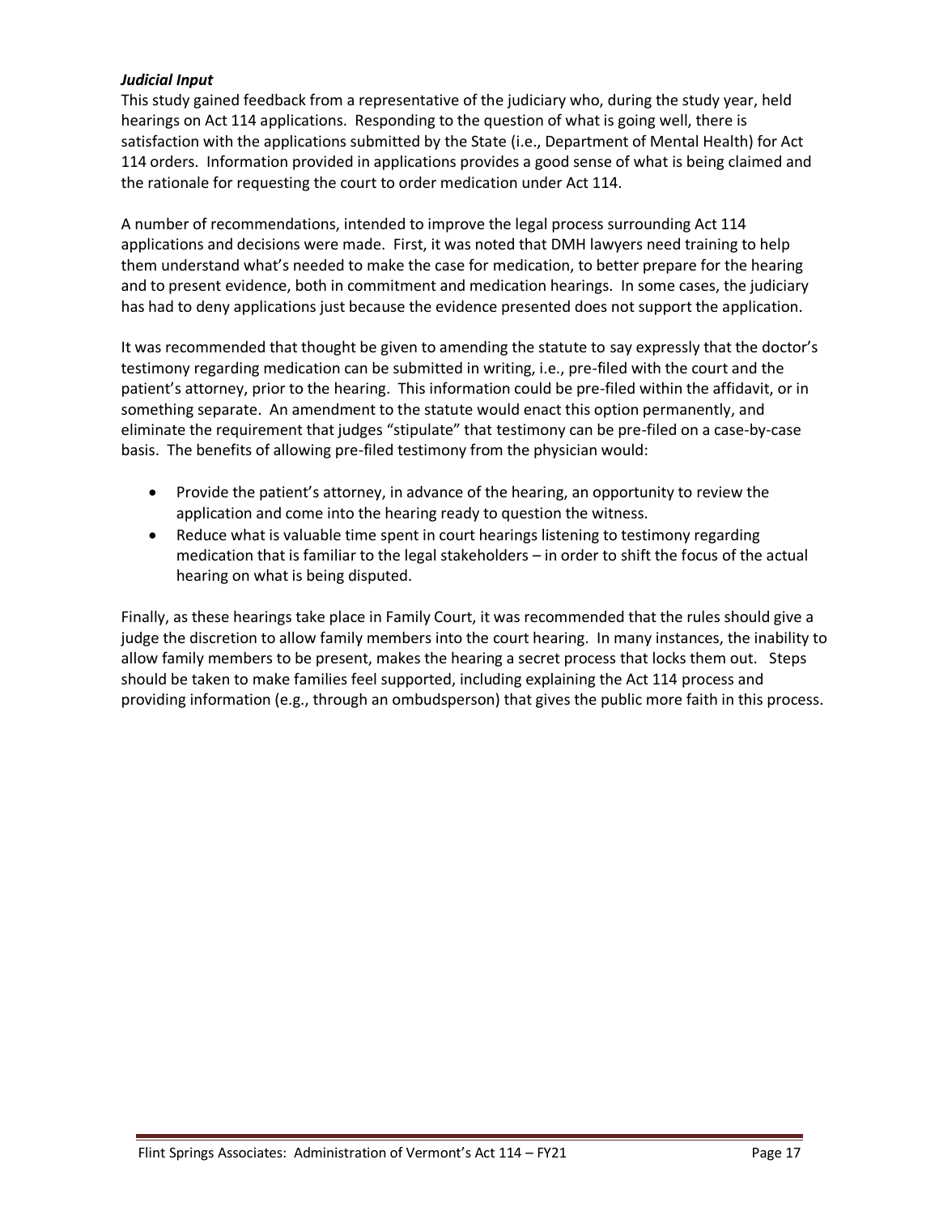***Judicial Input***

This study gained feedback from a representative of the judiciary who, during the study year, held hearings on Act 114 applications. Responding to the question of what is going well, there is satisfaction with the applications submitted by the State (i.e., Department of Mental Health) for Act 114 orders. Information provided in applications provides a good sense of what is being claimed and the rationale for requesting the court to order medication under Act 114.

A number of recommendations, intended to improve the legal process surrounding Act 114 applications and decisions were made. First, it was noted that DMH lawyers need training to help them understand what's needed to make the case for medication, to better prepare for the hearing and to present evidence, both in commitment and medication hearings. In some cases, the judiciary has had to deny applications just because the evidence presented does not support the application.

It was recommended that thought be given to amending the statute to say expressly that the doctor's testimony regarding medication can be submitted in writing, i.e., pre-filed with the court and the patient's attorney, prior to the hearing. This information could be pre-filed within the affidavit, or in something separate. An amendment to the statute would enact this option permanently, and eliminate the requirement that judges "stipulate" that testimony can be pre-filed on a case-by-case basis. The benefits of allowing pre-filed testimony from the physician would:

- Provide the patient's attorney, in advance of the hearing, an opportunity to review the application and come into the hearing ready to question the witness.
- Reduce what is valuable time spent in court hearings listening to testimony regarding medication that is familiar to the legal stakeholders – in order to shift the focus of the actual hearing on what is being disputed.

Finally, as these hearings take place in Family Court, it was recommended that the rules should give a judge the discretion to allow family members into the court hearing. In many instances, the inability to allow family members to be present, makes the hearing a secret process that locks them out. Steps should be taken to make families feel supported, including explaining the Act 114 process and providing information (e.g., through an ombudsperson) that gives the public more faith in this process.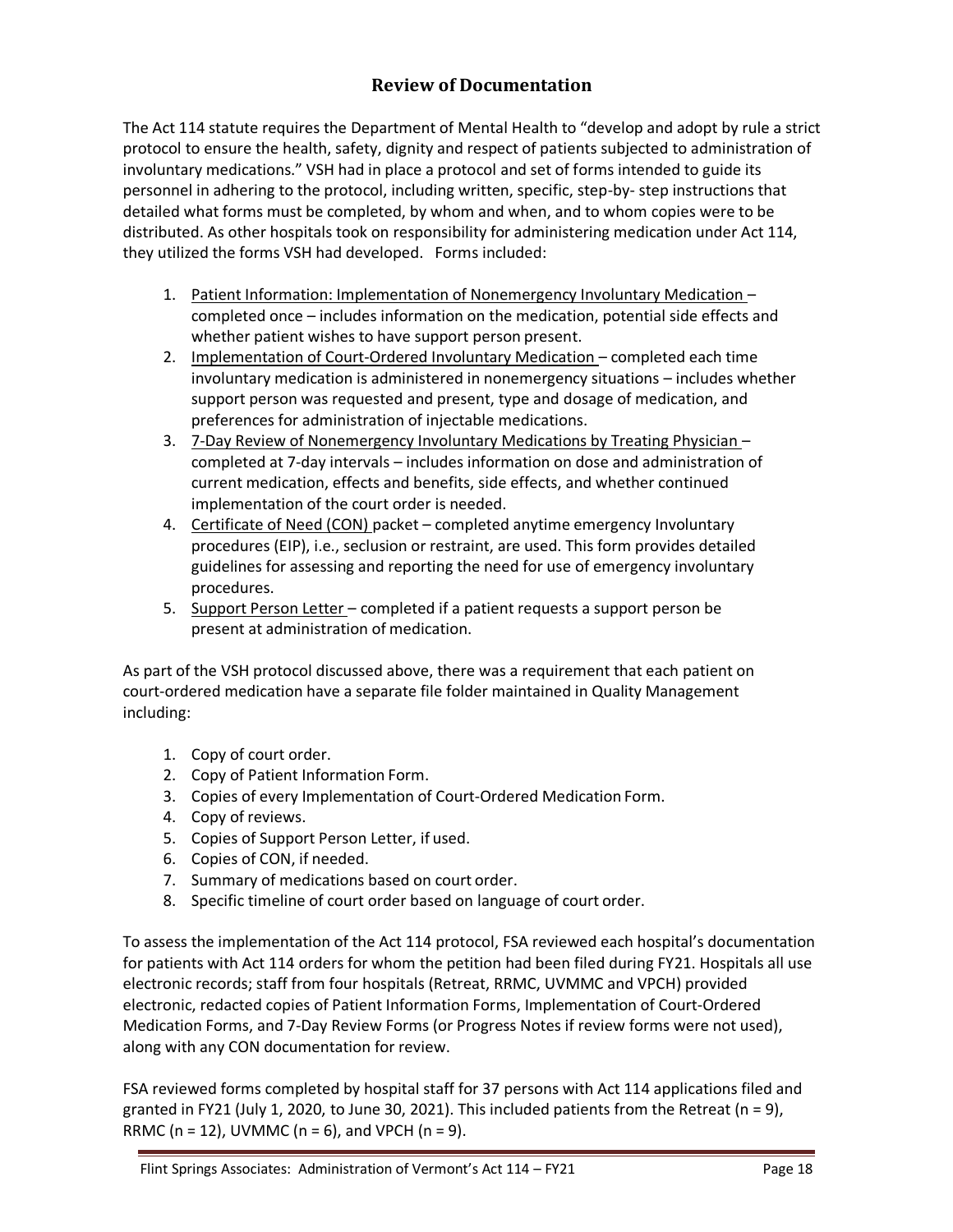## Review of Documentation

The Act 114 statute requires the Department of Mental Health to "develop and adopt by rule a strict protocol to ensure the health, safety, dignity and respect of patients subjected to administration of involuntary medications." VSH had in place a protocol and set of forms intended to guide its personnel in adhering to the protocol, including written, specific, step-by- step instructions that detailed what forms must be completed, by whom and when, and to whom copies were to be distributed. As other hospitals took on responsibility for administering medication under Act 114, they utilized the forms VSH had developed. Forms included:

1. Patient Information: Implementation of Nonemergency Involuntary Medication – completed once – includes information on the medication, potential side effects and whether patient wishes to have support person present.
2. Implementation of Court-Ordered Involuntary Medication – completed each time involuntary medication is administered in nonemergency situations – includes whether support person was requested and present, type and dosage of medication, and preferences for administration of injectable medications.
3. 7-Day Review of Nonemergency Involuntary Medications by Treating Physician – completed at 7-day intervals – includes information on dose and administration of current medication, effects and benefits, side effects, and whether continued implementation of the court order is needed.
4. Certificate of Need (CON) packet – completed anytime emergency Involuntary procedures (EIP), i.e., seclusion or restraint, are used. This form provides detailed guidelines for assessing and reporting the need for use of emergency involuntary procedures.
5. Support Person Letter – completed if a patient requests a support person be present at administration of medication.

As part of the VSH protocol discussed above, there was a requirement that each patient on court-ordered medication have a separate file folder maintained in Quality Management including:

1. Copy of court order.
2. Copy of Patient Information Form.
3. Copies of every Implementation of Court-Ordered Medication Form.
4. Copy of reviews.
5. Copies of Support Person Letter, if used.
6. Copies of CON, if needed.
7. Summary of medications based on court order.
8. Specific timeline of court order based on language of court order.

To assess the implementation of the Act 114 protocol, FSA reviewed each hospital's documentation for patients with Act 114 orders for whom the petition had been filed during FY21. Hospitals all use electronic records; staff from four hospitals (Retreat, RRMC, UVMMC and VPCH) provided electronic, redacted copies of Patient Information Forms, Implementation of Court-Ordered Medication Forms, and 7-Day Review Forms (or Progress Notes if review forms were not used), along with any CON documentation for review.

FSA reviewed forms completed by hospital staff for 37 persons with Act 114 applications filed and granted in FY21 (July 1, 2020, to June 30, 2021). This included patients from the Retreat (n = 9), RRMC (n = 12), UVMMC (n = 6), and VPCH (n = 9).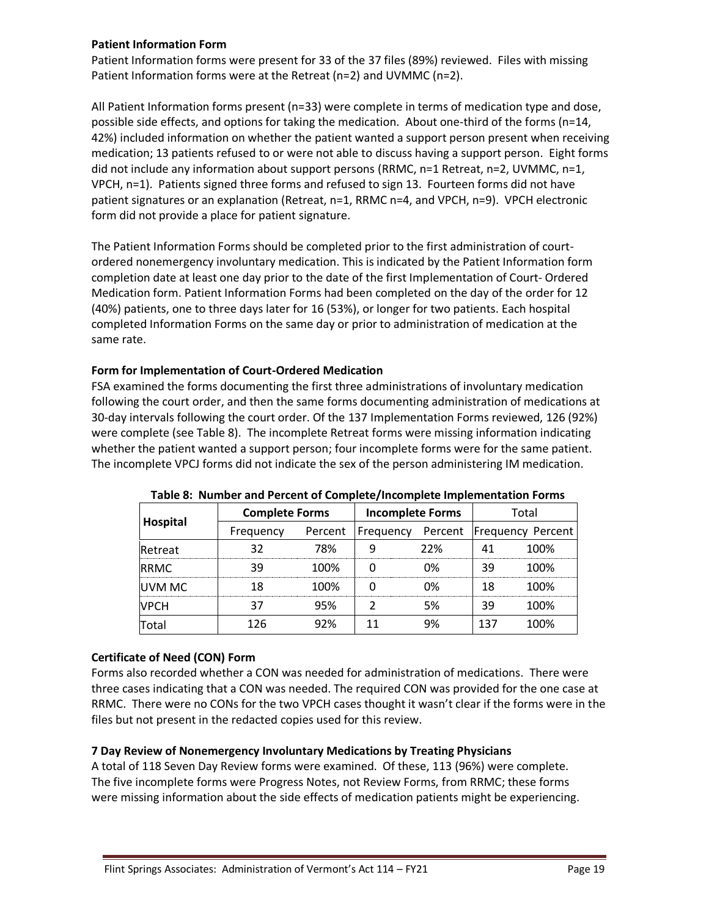### Patient Information Form

Patient Information forms were present for 33 of the 37 files (89%) reviewed. Files with missing Patient Information forms were at the Retreat (n=2) and UVMMC (n=2).

All Patient Information forms present (n=33) were complete in terms of medication type and dose, possible side effects, and options for taking the medication. About one-third of the forms (n=14, 42%) included information on whether the patient wanted a support person present when receiving medication; 13 patients refused to or were not able to discuss having a support person. Eight forms did not include any information about support persons (RRMC, n=1 Retreat, n=2, UVMMC, n=1, VPCH, n=1). Patients signed three forms and refused to sign 13. Fourteen forms did not have patient signatures or an explanation (Retreat, n=1, RRMC n=4, and VPCH, n=9). VPCH electronic form did not provide a place for patient signature.

The Patient Information Forms should be completed prior to the first administration of court-ordered nonemergency involuntary medication. This is indicated by the Patient Information form completion date at least one day prior to the date of the first Implementation of Court- Ordered Medication form. Patient Information Forms had been completed on the day of the order for 12 (40%) patients, one to three days later for 16 (53%), or longer for two patients. Each hospital completed Information Forms on the same day or prior to administration of medication at the same rate.

### Form for Implementation of Court-Ordered Medication

FSA examined the forms documenting the first three administrations of involuntary medication following the court order, and then the same forms documenting administration of medications at 30-day intervals following the court order. Of the 137 Implementation Forms reviewed, 126 (92%) were complete (see Table 8). The incomplete Retreat forms were missing information indicating whether the patient wanted a support person; four incomplete forms were for the same patient. The incomplete VPCJ forms did not indicate the sex of the person administering IM medication.

**Table 8: Number and Percent of Complete/Incomplete Implementation Forms**

| Hospital | Complete Forms | | Incomplete Forms | | Total | |
|---|---|---|---|---|---|---|
| | Frequency | Percent | Frequency | Percent | Frequency | Percent |
| Retreat | 32 | 78% | 9 | 22% | 41 | 100% |
| RRMC | 39 | 100% | 0 | 0% | 39 | 100% |
| UVM MC | 18 | 100% | 0 | 0% | 18 | 100% |
| VPCH | 37 | 95% | 2 | 5% | 39 | 100% |
| Total | 126 | 92% | 11 | 9% | 137 | 100% |

### Certificate of Need (CON) Form

Forms also recorded whether a CON was needed for administration of medications. There were three cases indicating that a CON was needed. The required CON was provided for the one case at RRMC. There were no CONs for the two VPCH cases thought it wasn't clear if the forms were in the files but not present in the redacted copies used for this review.

### 7 Day Review of Nonemergency Involuntary Medications by Treating Physicians

A total of 118 Seven Day Review forms were examined. Of these, 113 (96%) were complete. The five incomplete forms were Progress Notes, not Review Forms, from RRMC; these forms were missing information about the side effects of medication patients might be experiencing.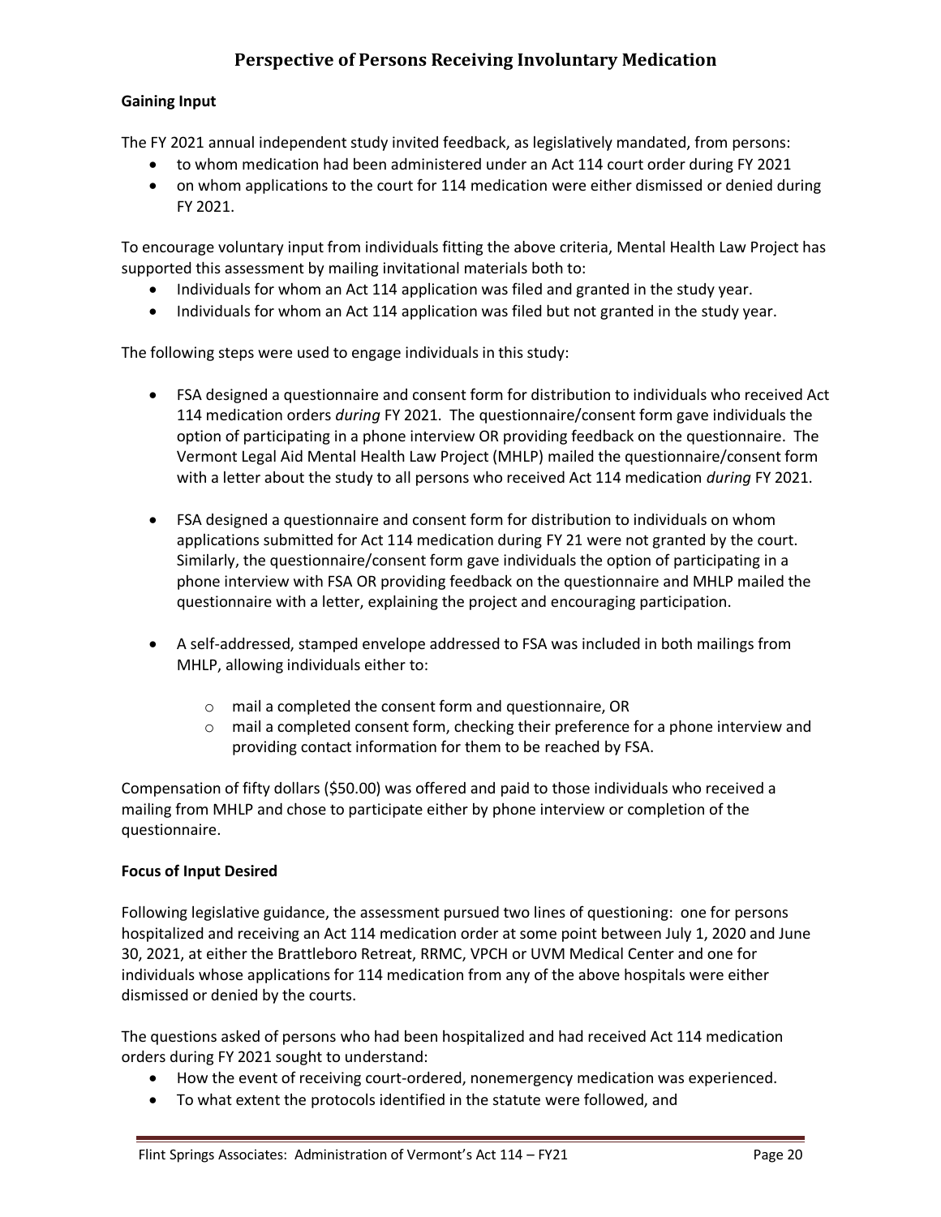## Perspective of Persons Receiving Involuntary Medication

### Gaining Input

The FY 2021 annual independent study invited feedback, as legislatively mandated, from persons:

- to whom medication had been administered under an Act 114 court order during FY 2021
- on whom applications to the court for 114 medication were either dismissed or denied during FY 2021.

To encourage voluntary input from individuals fitting the above criteria, Mental Health Law Project has supported this assessment by mailing invitational materials both to:

- Individuals for whom an Act 114 application was filed and granted in the study year.
- Individuals for whom an Act 114 application was filed but not granted in the study year.

The following steps were used to engage individuals in this study:

- FSA designed a questionnaire and consent form for distribution to individuals who received Act 114 medication orders *during* FY 2021. The questionnaire/consent form gave individuals the option of participating in a phone interview OR providing feedback on the questionnaire. The Vermont Legal Aid Mental Health Law Project (MHLP) mailed the questionnaire/consent form with a letter about the study to all persons who received Act 114 medication *during* FY 2021.

- FSA designed a questionnaire and consent form for distribution to individuals on whom applications submitted for Act 114 medication during FY 21 were not granted by the court. Similarly, the questionnaire/consent form gave individuals the option of participating in a phone interview with FSA OR providing feedback on the questionnaire and MHLP mailed the questionnaire with a letter, explaining the project and encouraging participation.

- A self-addressed, stamped envelope addressed to FSA was included in both mailings from MHLP, allowing individuals either to:

  - mail a completed the consent form and questionnaire, OR
  - mail a completed consent form, checking their preference for a phone interview and providing contact information for them to be reached by FSA.

Compensation of fifty dollars ($50.00) was offered and paid to those individuals who received a mailing from MHLP and chose to participate either by phone interview or completion of the questionnaire.

### Focus of Input Desired

Following legislative guidance, the assessment pursued two lines of questioning: one for persons hospitalized and receiving an Act 114 medication order at some point between July 1, 2020 and June 30, 2021, at either the Brattleboro Retreat, RRMC, VPCH or UVM Medical Center and one for individuals whose applications for 114 medication from any of the above hospitals were either dismissed or denied by the courts.

The questions asked of persons who had been hospitalized and had received Act 114 medication orders during FY 2021 sought to understand:

- How the event of receiving court-ordered, nonemergency medication was experienced.
- To what extent the protocols identified in the statute were followed, and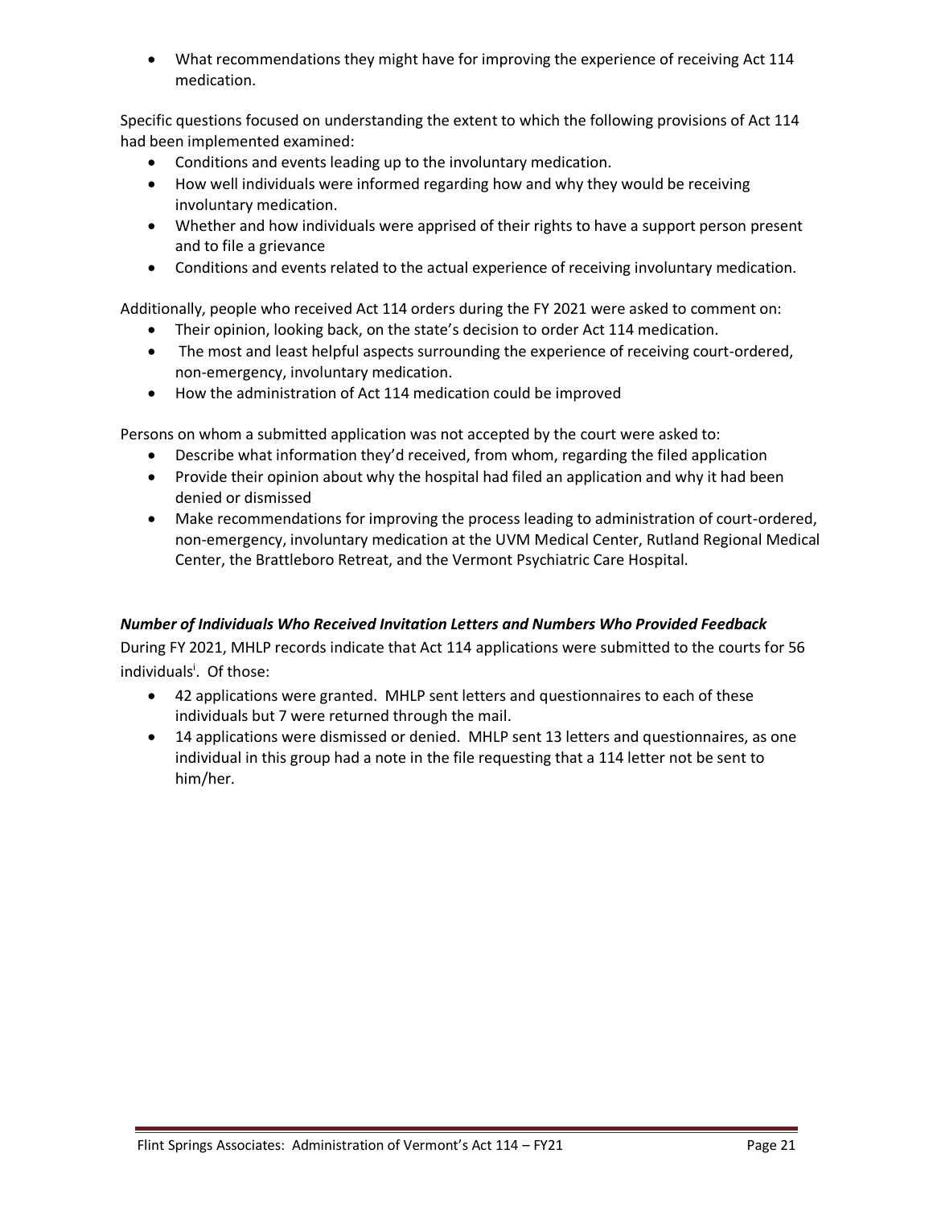- What recommendations they might have for improving the experience of receiving Act 114 medication.

Specific questions focused on understanding the extent to which the following provisions of Act 114 had been implemented examined:

- Conditions and events leading up to the involuntary medication.
- How well individuals were informed regarding how and why they would be receiving involuntary medication.
- Whether and how individuals were apprised of their rights to have a support person present and to file a grievance
- Conditions and events related to the actual experience of receiving involuntary medication.

Additionally, people who received Act 114 orders during the FY 2021 were asked to comment on:

- Their opinion, looking back, on the state's decision to order Act 114 medication.
- The most and least helpful aspects surrounding the experience of receiving court-ordered, non-emergency, involuntary medication.
- How the administration of Act 114 medication could be improved

Persons on whom a submitted application was not accepted by the court were asked to:

- Describe what information they'd received, from whom, regarding the filed application
- Provide their opinion about why the hospital had filed an application and why it had been denied or dismissed
- Make recommendations for improving the process leading to administration of court-ordered, non-emergency, involuntary medication at the UVM Medical Center, Rutland Regional Medical Center, the Brattleboro Retreat, and the Vermont Psychiatric Care Hospital.

### *Number of Individuals Who Received Invitation Letters and Numbers Who Provided Feedback*

During FY 2021, MHLP records indicate that Act 114 applications were submitted to the courts for 56 individuals[i]. Of those:

- 42 applications were granted. MHLP sent letters and questionnaires to each of these individuals but 7 were returned through the mail.
- 14 applications were dismissed or denied. MHLP sent 13 letters and questionnaires, as one individual in this group had a note in the file requesting that a 114 letter not be sent to him/her.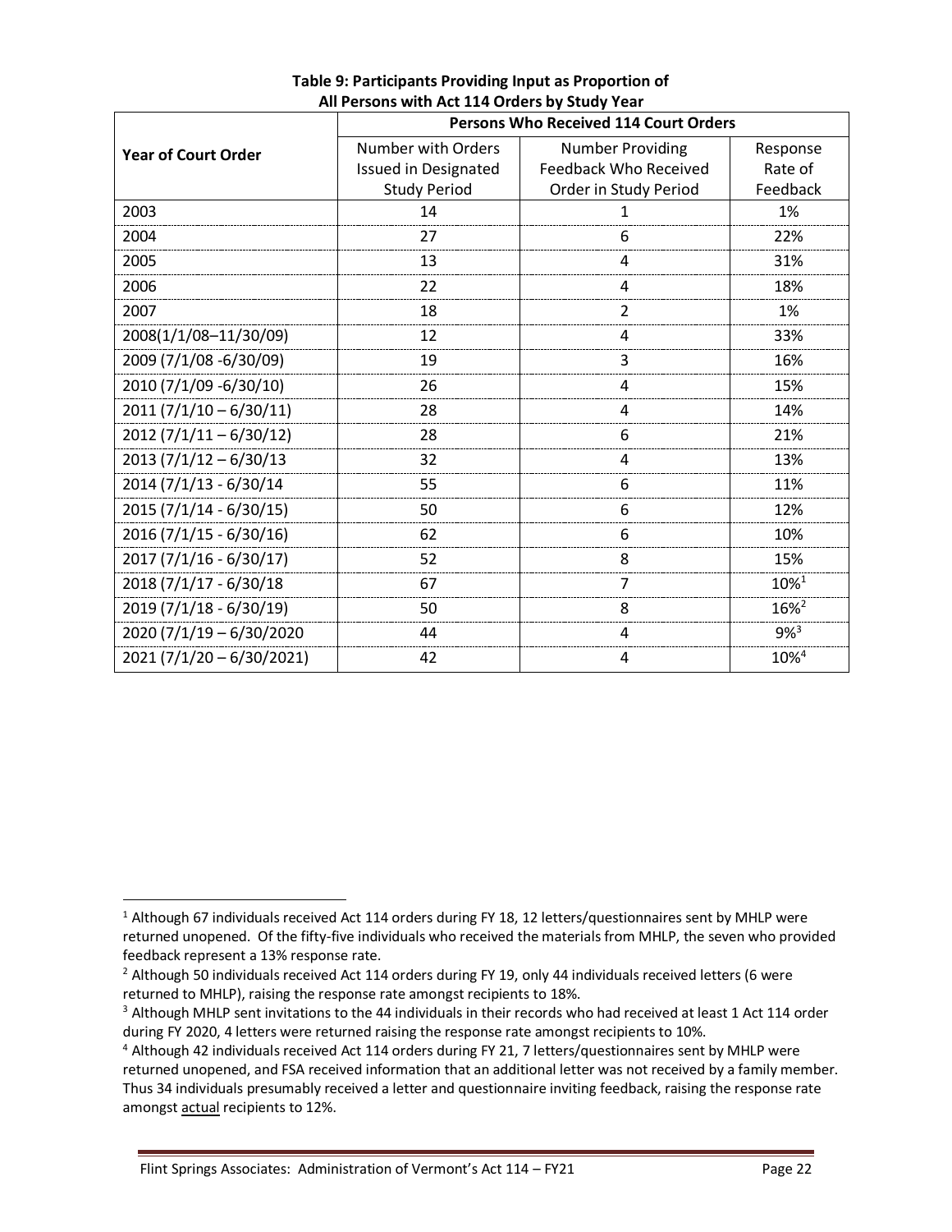**Table 9: Participants Providing Input as Proportion of All Persons with Act 114 Orders by Study Year**

| Year of Court Order | Persons Who Received 114 Court Orders | | |
|---|---|---|---|
| | Number with Orders Issued in Designated Study Period | Number Providing Feedback Who Received Order in Study Period | Response Rate of Feedback |
| 2003 | 14 | 1 | 1% |
| 2004 | 27 | 6 | 22% |
| 2005 | 13 | 4 | 31% |
| 2006 | 22 | 4 | 18% |
| 2007 | 18 | 2 | 1% |
| 2008(1/1/08–11/30/09) | 12 | 4 | 33% |
| 2009 (7/1/08 -6/30/09) | 19 | 3 | 16% |
| 2010 (7/1/09 -6/30/10) | 26 | 4 | 15% |
| 2011 (7/1/10 – 6/30/11) | 28 | 4 | 14% |
| 2012 (7/1/11 – 6/30/12) | 28 | 6 | 21% |
| 2013 (7/1/12 – 6/30/13 | 32 | 4 | 13% |
| 2014 (7/1/13 - 6/30/14 | 55 | 6 | 11% |
| 2015 (7/1/14 - 6/30/15) | 50 | 6 | 12% |
| 2016 (7/1/15 - 6/30/16) | 62 | 6 | 10% |
| 2017 (7/1/16 - 6/30/17) | 52 | 8 | 15% |
| 2018 (7/1/17 - 6/30/18 | 67 | 7 | 10%[1] |
| 2019 (7/1/18 - 6/30/19) | 50 | 8 | 16%[2] |
| 2020 (7/1/19 – 6/30/2020 | 44 | 4 | 9%[3] |
| 2021 (7/1/20 – 6/30/2021) | 42 | 4 | 10%[4] |

[1] Although 67 individuals received Act 114 orders during FY 18, 12 letters/questionnaires sent by MHLP were returned unopened. Of the fifty-five individuals who received the materials from MHLP, the seven who provided feedback represent a 13% response rate.

[2] Although 50 individuals received Act 114 orders during FY 19, only 44 individuals received letters (6 were returned to MHLP), raising the response rate amongst recipients to 18%.

[3] Although MHLP sent invitations to the 44 individuals in their records who had received at least 1 Act 114 order during FY 2020, 4 letters were returned raising the response rate amongst recipients to 10%.

[4] Although 42 individuals received Act 114 orders during FY 21, 7 letters/questionnaires sent by MHLP were returned unopened, and FSA received information that an additional letter was not received by a family member. Thus 34 individuals presumably received a letter and questionnaire inviting feedback, raising the response rate amongst actual recipients to 12%.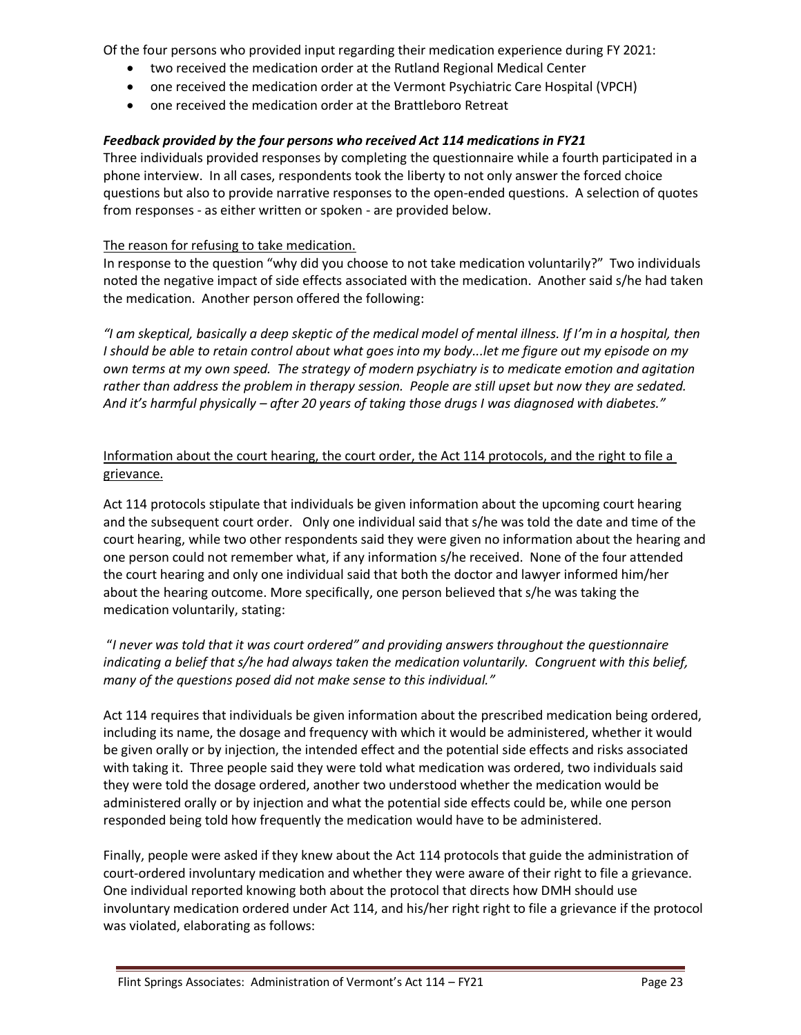Of the four persons who provided input regarding their medication experience during FY 2021:

- two received the medication order at the Rutland Regional Medical Center
- one received the medication order at the Vermont Psychiatric Care Hospital (VPCH)
- one received the medication order at the Brattleboro Retreat

***Feedback provided by the four persons who received Act 114 medications in FY21***

Three individuals provided responses by completing the questionnaire while a fourth participated in a phone interview. In all cases, respondents took the liberty to not only answer the forced choice questions but also to provide narrative responses to the open-ended questions. A selection of quotes from responses - as either written or spoken - are provided below.

<u>The reason for refusing to take medication.</u>

In response to the question "why did you choose to not take medication voluntarily?" Two individuals noted the negative impact of side effects associated with the medication. Another said s/he had taken the medication. Another person offered the following:

*"I am skeptical, basically a deep skeptic of the medical model of mental illness. If I'm in a hospital, then I should be able to retain control about what goes into my body...let me figure out my episode on my own terms at my own speed. The strategy of modern psychiatry is to medicate emotion and agitation rather than address the problem in therapy session. People are still upset but now they are sedated. And it's harmful physically – after 20 years of taking those drugs I was diagnosed with diabetes."*

<u>Information about the court hearing, the court order, the Act 114 protocols, and the right to file a grievance.</u>

Act 114 protocols stipulate that individuals be given information about the upcoming court hearing and the subsequent court order. Only one individual said that s/he was told the date and time of the court hearing, while two other respondents said they were given no information about the hearing and one person could not remember what, if any information s/he received. None of the four attended the court hearing and only one individual said that both the doctor and lawyer informed him/her about the hearing outcome. More specifically, one person believed that s/he was taking the medication voluntarily, stating:

"*I never was told that it was court ordered" and providing answers throughout the questionnaire indicating a belief that s/he had always taken the medication voluntarily. Congruent with this belief, many of the questions posed did not make sense to this individual."*

Act 114 requires that individuals be given information about the prescribed medication being ordered, including its name, the dosage and frequency with which it would be administered, whether it would be given orally or by injection, the intended effect and the potential side effects and risks associated with taking it. Three people said they were told what medication was ordered, two individuals said they were told the dosage ordered, another two understood whether the medication would be administered orally or by injection and what the potential side effects could be, while one person responded being told how frequently the medication would have to be administered.

Finally, people were asked if they knew about the Act 114 protocols that guide the administration of court-ordered involuntary medication and whether they were aware of their right to file a grievance. One individual reported knowing both about the protocol that directs how DMH should use involuntary medication ordered under Act 114, and his/her right right to file a grievance if the protocol was violated, elaborating as follows: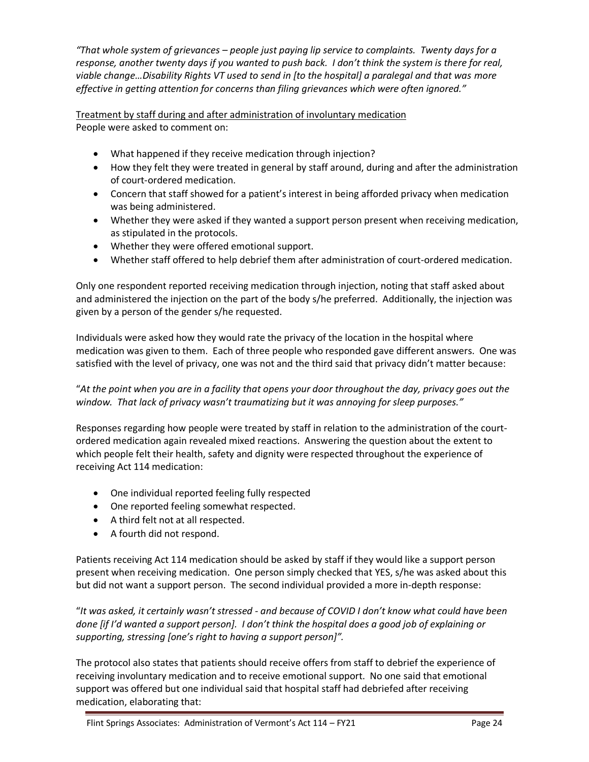*"That whole system of grievances – people just paying lip service to complaints. Twenty days for a response, another twenty days if you wanted to push back. I don't think the system is there for real, viable change…Disability Rights VT used to send in [to the hospital] a paralegal and that was more effective in getting attention for concerns than filing grievances which were often ignored."*

<u>Treatment by staff during and after administration of involuntary medication</u>

People were asked to comment on:

- What happened if they receive medication through injection?
- How they felt they were treated in general by staff around, during and after the administration of court-ordered medication.
- Concern that staff showed for a patient's interest in being afforded privacy when medication was being administered.
- Whether they were asked if they wanted a support person present when receiving medication, as stipulated in the protocols.
- Whether they were offered emotional support.
- Whether staff offered to help debrief them after administration of court-ordered medication.

Only one respondent reported receiving medication through injection, noting that staff asked about and administered the injection on the part of the body s/he preferred. Additionally, the injection was given by a person of the gender s/he requested.

Individuals were asked how they would rate the privacy of the location in the hospital where medication was given to them. Each of three people who responded gave different answers. One was satisfied with the level of privacy, one was not and the third said that privacy didn't matter because:

"*At the point when you are in a facility that opens your door throughout the day, privacy goes out the window. That lack of privacy wasn't traumatizing but it was annoying for sleep purposes."*

Responses regarding how people were treated by staff in relation to the administration of the court-ordered medication again revealed mixed reactions. Answering the question about the extent to which people felt their health, safety and dignity were respected throughout the experience of receiving Act 114 medication:

- One individual reported feeling fully respected
- One reported feeling somewhat respected.
- A third felt not at all respected.
- A fourth did not respond.

Patients receiving Act 114 medication should be asked by staff if they would like a support person present when receiving medication. One person simply checked that YES, s/he was asked about this but did not want a support person. The second individual provided a more in-depth response:

"*It was asked, it certainly wasn't stressed - and because of COVID I don't know what could have been done [if I'd wanted a support person]. I don't think the hospital does a good job of explaining or supporting, stressing [one's right to having a support person]".*

The protocol also states that patients should receive offers from staff to debrief the experience of receiving involuntary medication and to receive emotional support. No one said that emotional support was offered but one individual said that hospital staff had debriefed after receiving medication, elaborating that: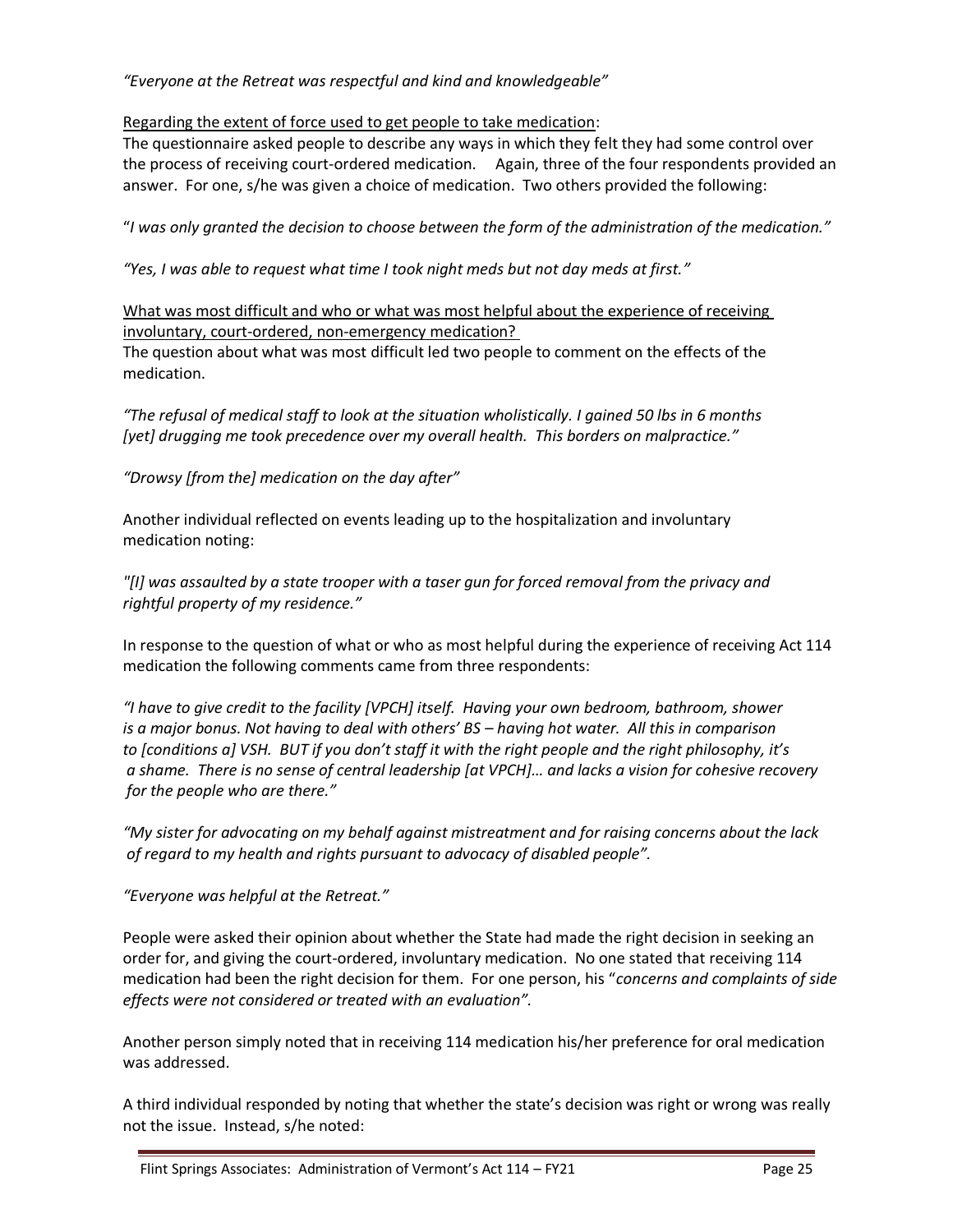*"Everyone at the Retreat was respectful and kind and knowledgeable"*

Regarding the extent of force used to get people to take medication:

The questionnaire asked people to describe any ways in which they felt they had some control over the process of receiving court-ordered medication. Again, three of the four respondents provided an answer. For one, s/he was given a choice of medication. Two others provided the following:

"*I was only granted the decision to choose between the form of the administration of the medication."*

*"Yes, I was able to request what time I took night meds but not day meds at first."*

What was most difficult and who or what was most helpful about the experience of receiving involuntary, court-ordered, non-emergency medication?

The question about what was most difficult led two people to comment on the effects of the medication.

*"The refusal of medical staff to look at the situation wholistically. I gained 50 lbs in 6 months [yet] drugging me took precedence over my overall health. This borders on malpractice."*

*"Drowsy [from the] medication on the day after"*

Another individual reflected on events leading up to the hospitalization and involuntary medication noting:

*"[I] was assaulted by a state trooper with a taser gun for forced removal from the privacy and rightful property of my residence."*

In response to the question of what or who as most helpful during the experience of receiving Act 114 medication the following comments came from three respondents:

*"I have to give credit to the facility [VPCH] itself. Having your own bedroom, bathroom, shower is a major bonus. Not having to deal with others' BS – having hot water. All this in comparison to [conditions a] VSH. BUT if you don't staff it with the right people and the right philosophy, it's a shame. There is no sense of central leadership [at VPCH]… and lacks a vision for cohesive recovery for the people who are there."*

*"My sister for advocating on my behalf against mistreatment and for raising concerns about the lack of regard to my health and rights pursuant to advocacy of disabled people".*

*"Everyone was helpful at the Retreat."*

People were asked their opinion about whether the State had made the right decision in seeking an order for, and giving the court-ordered, involuntary medication. No one stated that receiving 114 medication had been the right decision for them. For one person, his "*concerns and complaints of side effects were not considered or treated with an evaluation".*

Another person simply noted that in receiving 114 medication his/her preference for oral medication was addressed.

A third individual responded by noting that whether the state's decision was right or wrong was really not the issue. Instead, s/he noted: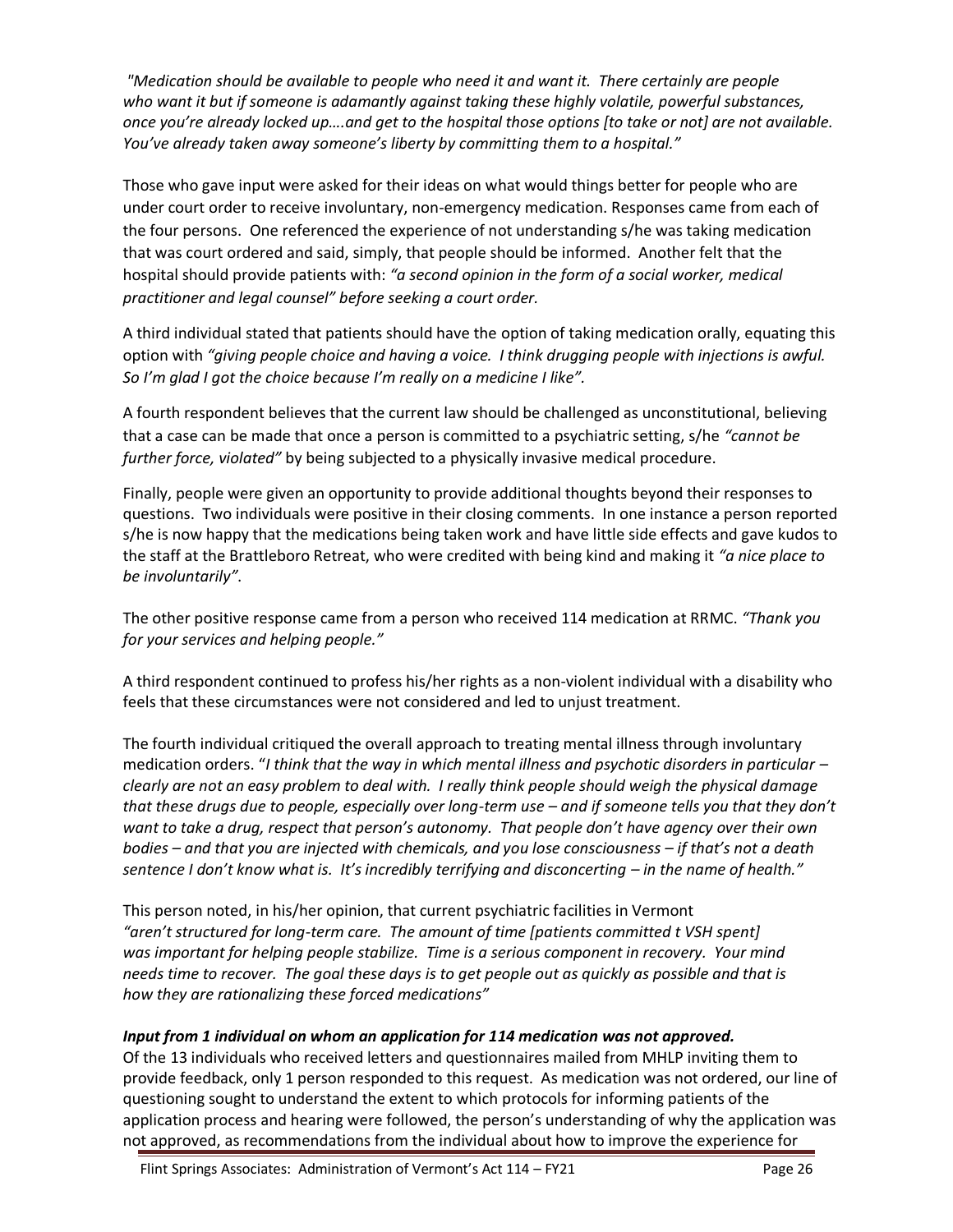*"Medication should be available to people who need it and want it. There certainly are people who want it but if someone is adamantly against taking these highly volatile, powerful substances, once you're already locked up….and get to the hospital those options [to take or not] are not available. You've already taken away someone's liberty by committing them to a hospital."*

Those who gave input were asked for their ideas on what would things better for people who are under court order to receive involuntary, non-emergency medication. Responses came from each of the four persons. One referenced the experience of not understanding s/he was taking medication that was court ordered and said, simply, that people should be informed. Another felt that the hospital should provide patients with: *"a second opinion in the form of a social worker, medical practitioner and legal counsel" before seeking a court order.*

A third individual stated that patients should have the option of taking medication orally, equating this option with *"giving people choice and having a voice. I think drugging people with injections is awful. So I'm glad I got the choice because I'm really on a medicine I like".*

A fourth respondent believes that the current law should be challenged as unconstitutional, believing that a case can be made that once a person is committed to a psychiatric setting, s/he *"cannot be further force, violated"* by being subjected to a physically invasive medical procedure.

Finally, people were given an opportunity to provide additional thoughts beyond their responses to questions. Two individuals were positive in their closing comments. In one instance a person reported s/he is now happy that the medications being taken work and have little side effects and gave kudos to the staff at the Brattleboro Retreat, who were credited with being kind and making it *"a nice place to be involuntarily"*.

The other positive response came from a person who received 114 medication at RRMC. *"Thank you for your services and helping people."*

A third respondent continued to profess his/her rights as a non-violent individual with a disability who feels that these circumstances were not considered and led to unjust treatment.

The fourth individual critiqued the overall approach to treating mental illness through involuntary medication orders. "*I think that the way in which mental illness and psychotic disorders in particular – clearly are not an easy problem to deal with. I really think people should weigh the physical damage that these drugs due to people, especially over long-term use – and if someone tells you that they don't want to take a drug, respect that person's autonomy. That people don't have agency over their own bodies – and that you are injected with chemicals, and you lose consciousness – if that's not a death sentence I don't know what is. It's incredibly terrifying and disconcerting – in the name of health."*

This person noted, in his/her opinion, that current psychiatric facilities in Vermont *"aren't structured for long-term care. The amount of time [patients committed t VSH spent] was important for helping people stabilize. Time is a serious component in recovery. Your mind needs time to recover. The goal these days is to get people out as quickly as possible and that is how they are rationalizing these forced medications"*

***Input from 1 individual on whom an application for 114 medication was not approved.***

Of the 13 individuals who received letters and questionnaires mailed from MHLP inviting them to provide feedback, only 1 person responded to this request. As medication was not ordered, our line of questioning sought to understand the extent to which protocols for informing patients of the application process and hearing were followed, the person's understanding of why the application was not approved, as recommendations from the individual about how to improve the experience for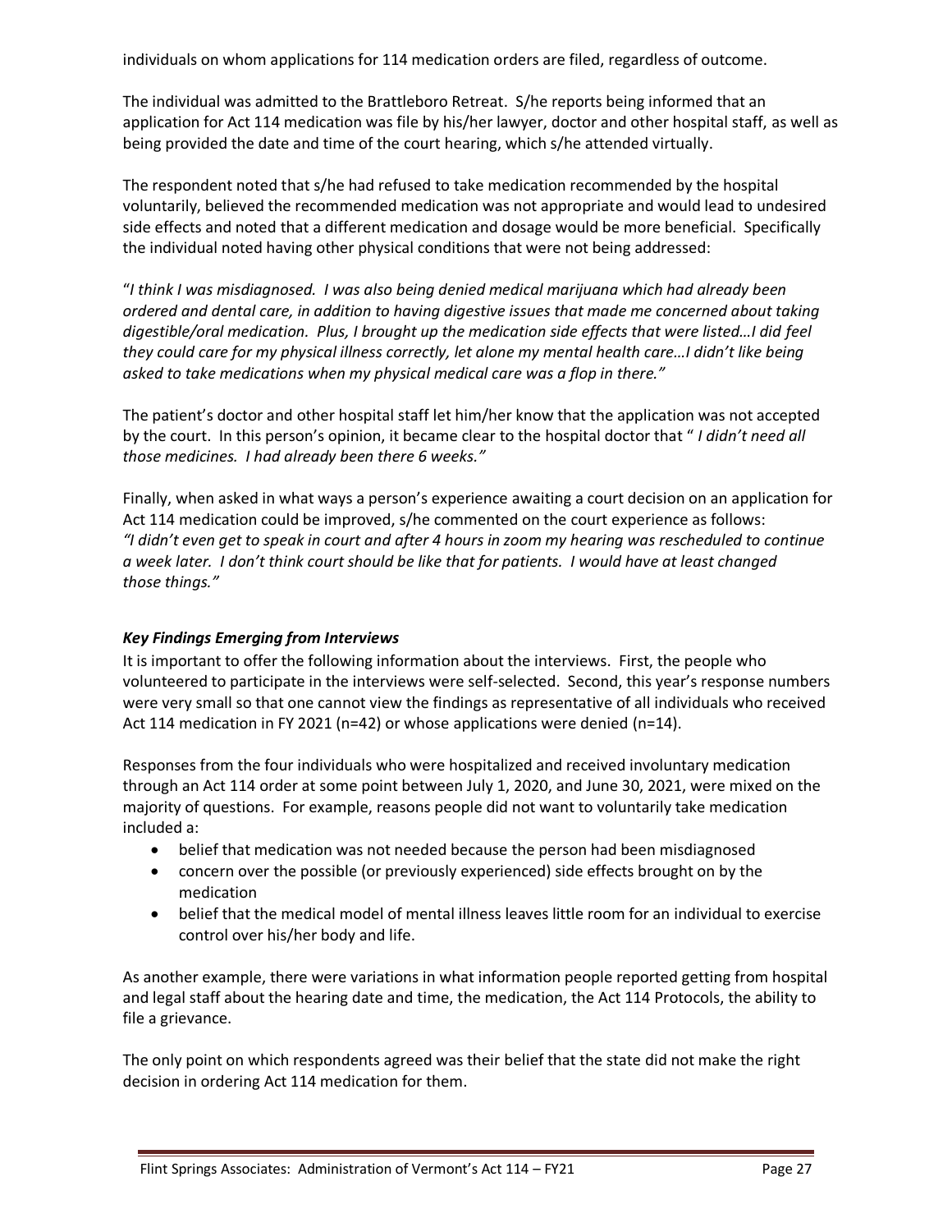individuals on whom applications for 114 medication orders are filed, regardless of outcome.

The individual was admitted to the Brattleboro Retreat. S/he reports being informed that an application for Act 114 medication was file by his/her lawyer, doctor and other hospital staff, as well as being provided the date and time of the court hearing, which s/he attended virtually.

The respondent noted that s/he had refused to take medication recommended by the hospital voluntarily, believed the recommended medication was not appropriate and would lead to undesired side effects and noted that a different medication and dosage would be more beneficial. Specifically the individual noted having other physical conditions that were not being addressed:

"*I think I was misdiagnosed. I was also being denied medical marijuana which had already been ordered and dental care, in addition to having digestive issues that made me concerned about taking digestible/oral medication. Plus, I brought up the medication side effects that were listed…I did feel they could care for my physical illness correctly, let alone my mental health care…I didn't like being asked to take medications when my physical medical care was a flop in there."*

The patient's doctor and other hospital staff let him/her know that the application was not accepted by the court. In this person's opinion, it became clear to the hospital doctor that " *I didn't need all those medicines. I had already been there 6 weeks."*

Finally, when asked in what ways a person's experience awaiting a court decision on an application for Act 114 medication could be improved, s/he commented on the court experience as follows: *"I didn't even get to speak in court and after 4 hours in zoom my hearing was rescheduled to continue a week later. I don't think court should be like that for patients. I would have at least changed those things."*

### *Key Findings Emerging from Interviews*

It is important to offer the following information about the interviews. First, the people who volunteered to participate in the interviews were self-selected. Second, this year's response numbers were very small so that one cannot view the findings as representative of all individuals who received Act 114 medication in FY 2021 (n=42) or whose applications were denied (n=14).

Responses from the four individuals who were hospitalized and received involuntary medication through an Act 114 order at some point between July 1, 2020, and June 30, 2021, were mixed on the majority of questions. For example, reasons people did not want to voluntarily take medication included a:

- belief that medication was not needed because the person had been misdiagnosed
- concern over the possible (or previously experienced) side effects brought on by the medication
- belief that the medical model of mental illness leaves little room for an individual to exercise control over his/her body and life.

As another example, there were variations in what information people reported getting from hospital and legal staff about the hearing date and time, the medication, the Act 114 Protocols, the ability to file a grievance.

The only point on which respondents agreed was their belief that the state did not make the right decision in ordering Act 114 medication for them.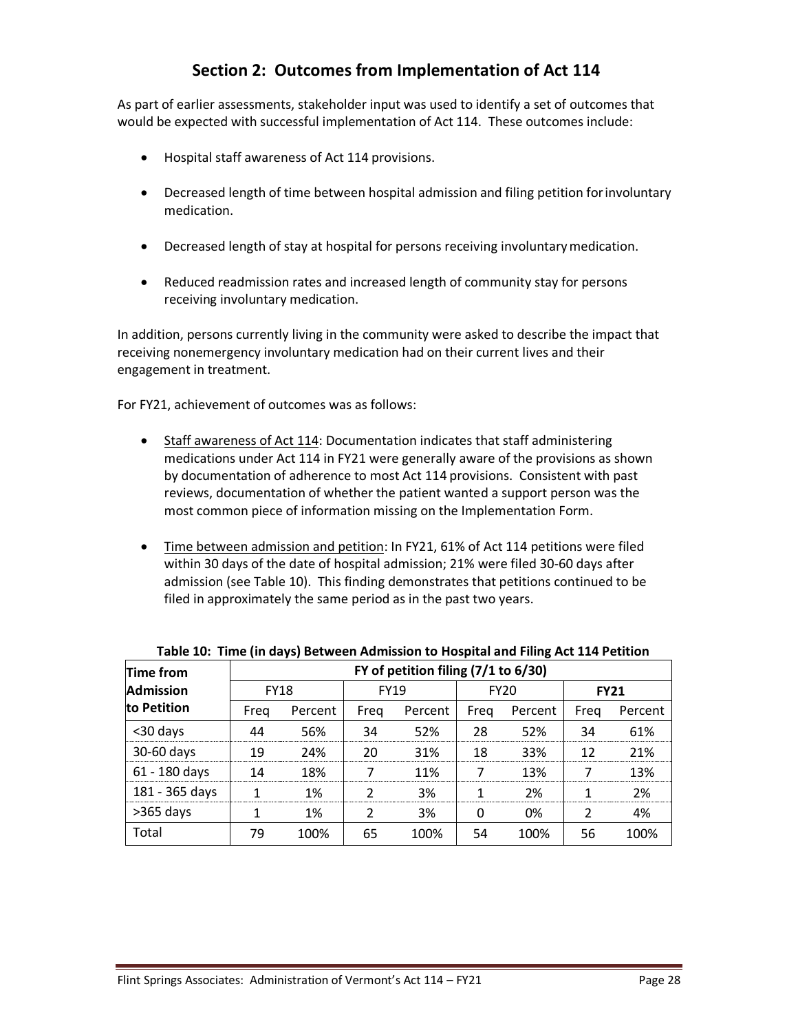## Section 2: Outcomes from Implementation of Act 114

As part of earlier assessments, stakeholder input was used to identify a set of outcomes that would be expected with successful implementation of Act 114. These outcomes include:

- Hospital staff awareness of Act 114 provisions.
- Decreased length of time between hospital admission and filing petition for involuntary medication.
- Decreased length of stay at hospital for persons receiving involuntary medication.
- Reduced readmission rates and increased length of community stay for persons receiving involuntary medication.

In addition, persons currently living in the community were asked to describe the impact that receiving nonemergency involuntary medication had on their current lives and their engagement in treatment.

For FY21, achievement of outcomes was as follows:

- Staff awareness of Act 114: Documentation indicates that staff administering medications under Act 114 in FY21 were generally aware of the provisions as shown by documentation of adherence to most Act 114 provisions. Consistent with past reviews, documentation of whether the patient wanted a support person was the most common piece of information missing on the Implementation Form.
- Time between admission and petition: In FY21, 61% of Act 114 petitions were filed within 30 days of the date of hospital admission; 21% were filed 30-60 days after admission (see Table 10). This finding demonstrates that petitions continued to be filed in approximately the same period as in the past two years.

**Table 10: Time (in days) Between Admission to Hospital and Filing Act 114 Petition**

| Time from Admission to Petition | FY of petition filing (7/1 to 6/30) | | | | | | | |
|---|---|---|---|---|---|---|---|---|
| | FY18 | | FY19 | | FY20 | | **FY21** | |
| | Freq | Percent | Freq | Percent | Freq | Percent | Freq | Percent |
| <30 days | 44 | 56% | 34 | 52% | 28 | 52% | 34 | 61% |
| 30-60 days | 19 | 24% | 20 | 31% | 18 | 33% | 12 | 21% |
| 61 - 180 days | 14 | 18% | 7 | 11% | 7 | 13% | 7 | 13% |
| 181 - 365 days | 1 | 1% | 2 | 3% | 1 | 2% | 1 | 2% |
| >365 days | 1 | 1% | 2 | 3% | 0 | 0% | 2 | 4% |
| Total | 79 | 100% | 65 | 100% | 54 | 100% | 56 | 100% |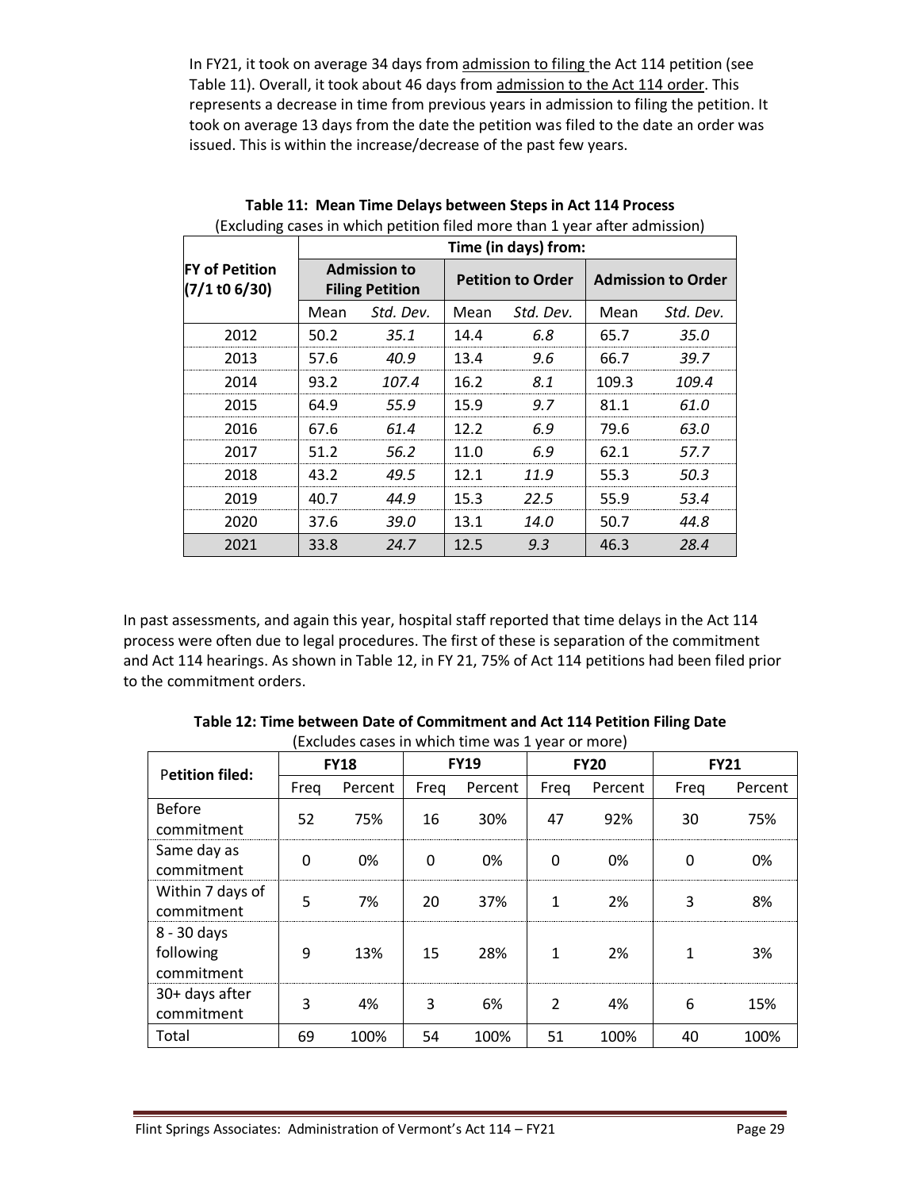In FY21, it took on average 34 days from admission to filing the Act 114 petition (see Table 11). Overall, it took about 46 days from admission to the Act 114 order. This represents a decrease in time from previous years in admission to filing the petition. It took on average 13 days from the date the petition was filed to the date an order was issued. This is within the increase/decrease of the past few years.

**Table 11: Mean Time Delays between Steps in Act 114 Process**
(Excluding cases in which petition filed more than 1 year after admission)

| FY of Petition (7/1 t0 6/30) | Time (in days) from: | | | | | |
|---|---|---|---|---|---|---|
| | Admission to Filing Petition | | Petition to Order | | Admission to Order | |
| | Mean | *Std. Dev.* | Mean | *Std. Dev.* | Mean | *Std. Dev.* |
| 2012 | 50.2 | *35.1* | 14.4 | *6.8* | 65.7 | *35.0* |
| 2013 | 57.6 | *40.9* | 13.4 | *9.6* | 66.7 | *39.7* |
| 2014 | 93.2 | *107.4* | 16.2 | *8.1* | 109.3 | *109.4* |
| 2015 | 64.9 | *55.9* | 15.9 | *9.7* | 81.1 | *61.0* |
| 2016 | 67.6 | *61.4* | 12.2 | *6.9* | 79.6 | *63.0* |
| 2017 | 51.2 | *56.2* | 11.0 | *6.9* | 62.1 | *57.7* |
| 2018 | 43.2 | *49.5* | 12.1 | *11.9* | 55.3 | *50.3* |
| 2019 | 40.7 | *44.9* | 15.3 | *22.5* | 55.9 | *53.4* |
| 2020 | 37.6 | *39.0* | 13.1 | *14.0* | 50.7 | *44.8* |
| 2021 | 33.8 | *24.7* | 12.5 | *9.3* | 46.3 | *28.4* |

In past assessments, and again this year, hospital staff reported that time delays in the Act 114 process were often due to legal procedures. The first of these is separation of the commitment and Act 114 hearings. As shown in Table 12, in FY 21, 75% of Act 114 petitions had been filed prior to the commitment orders.

**Table 12: Time between Date of Commitment and Act 114 Petition Filing Date**
(Excludes cases in which time was 1 year or more)

| Petition filed: | FY18 | | FY19 | | FY20 | | FY21 | |
|---|---|---|---|---|---|---|---|---|
| | Freq | Percent | Freq | Percent | Freq | Percent | Freq | Percent |
| Before commitment | 52 | 75% | 16 | 30% | 47 | 92% | 30 | 75% |
| Same day as commitment | 0 | 0% | 0 | 0% | 0 | 0% | 0 | 0% |
| Within 7 days of commitment | 5 | 7% | 20 | 37% | 1 | 2% | 3 | 8% |
| 8 - 30 days following commitment | 9 | 13% | 15 | 28% | 1 | 2% | 1 | 3% |
| 30+ days after commitment | 3 | 4% | 3 | 6% | 2 | 4% | 6 | 15% |
| Total | 69 | 100% | 54 | 100% | 51 | 100% | 40 | 100% |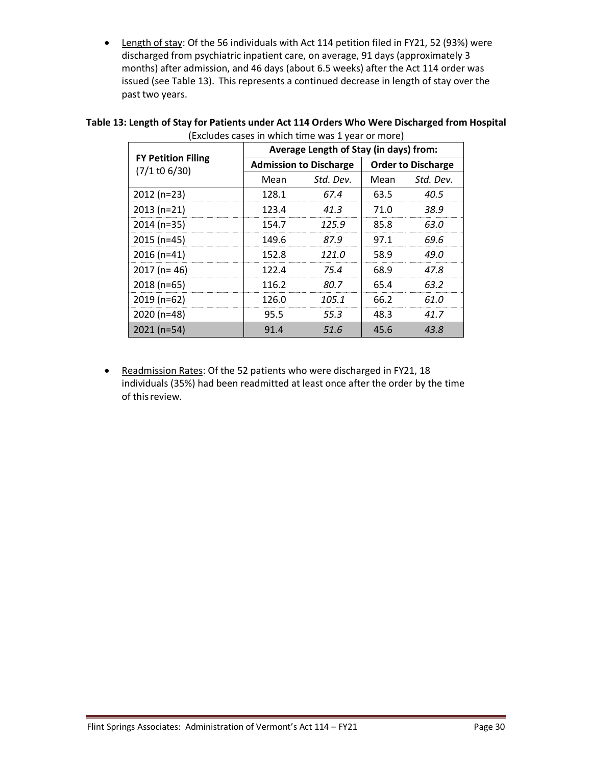- <u>Length of stay</u>: Of the 56 individuals with Act 114 petition filed in FY21, 52 (93%) were discharged from psychiatric inpatient care, on average, 91 days (approximately 3 months) after admission, and 46 days (about 6.5 weeks) after the Act 114 order was issued (see Table 13). This represents a continued decrease in length of stay over the past two years.

**Table 13: Length of Stay for Patients under Act 114 Orders Who Were Discharged from Hospital**

(Excludes cases in which time was 1 year or more)

| **FY Petition Filing** (7/1 t0 6/30) | **Average Length of Stay (in days) from:** | | | |
|---|---|---|---|---|
| | **Admission to Discharge** | | **Order to Discharge** | |
| | Mean | *Std. Dev.* | Mean | *Std. Dev.* |
| 2012 (n=23) | 128.1 | *67.4* | 63.5 | *40.5* |
| 2013 (n=21) | 123.4 | *41.3* | 71.0 | *38.9* |
| 2014 (n=35) | 154.7 | *125.9* | 85.8 | *63.0* |
| 2015 (n=45) | 149.6 | *87.9* | 97.1 | *69.6* |
| 2016 (n=41) | 152.8 | *121.0* | 58.9 | *49.0* |
| 2017 (n= 46) | 122.4 | *75.4* | 68.9 | *47.8* |
| 2018 (n=65) | 116.2 | *80.7* | 65.4 | *63.2* |
| 2019 (n=62) | 126.0 | *105.1* | 66.2 | *61.0* |
| 2020 (n=48) | 95.5 | *55.3* | 48.3 | *41.7* |
| 2021 (n=54) | 91.4 | *51.6* | 45.6 | *43.8* |

- <u>Readmission Rates</u>: Of the 52 patients who were discharged in FY21, 18 individuals (35%) had been readmitted at least once after the order by the time of this review.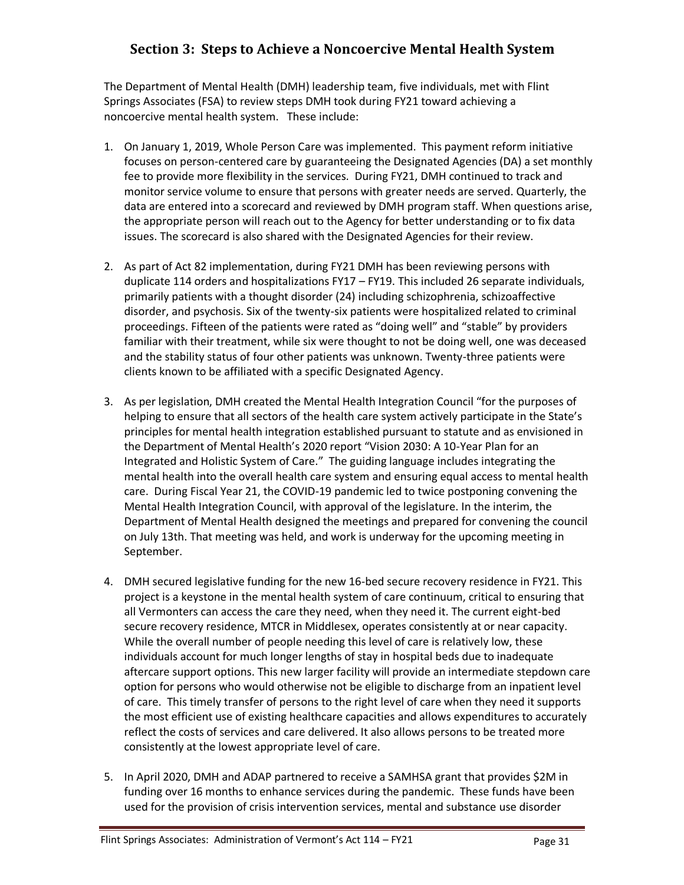## Section 3: Steps to Achieve a Noncoercive Mental Health System

The Department of Mental Health (DMH) leadership team, five individuals, met with Flint Springs Associates (FSA) to review steps DMH took during FY21 toward achieving a noncoercive mental health system. These include:

1. On January 1, 2019, Whole Person Care was implemented. This payment reform initiative focuses on person-centered care by guaranteeing the Designated Agencies (DA) a set monthly fee to provide more flexibility in the services. During FY21, DMH continued to track and monitor service volume to ensure that persons with greater needs are served. Quarterly, the data are entered into a scorecard and reviewed by DMH program staff. When questions arise, the appropriate person will reach out to the Agency for better understanding or to fix data issues. The scorecard is also shared with the Designated Agencies for their review.

2. As part of Act 82 implementation, during FY21 DMH has been reviewing persons with duplicate 114 orders and hospitalizations FY17 – FY19. This included 26 separate individuals, primarily patients with a thought disorder (24) including schizophrenia, schizoaffective disorder, and psychosis. Six of the twenty-six patients were hospitalized related to criminal proceedings. Fifteen of the patients were rated as "doing well" and "stable" by providers familiar with their treatment, while six were thought to not be doing well, one was deceased and the stability status of four other patients was unknown. Twenty-three patients were clients known to be affiliated with a specific Designated Agency.

3. As per legislation, DMH created the Mental Health Integration Council "for the purposes of helping to ensure that all sectors of the health care system actively participate in the State's principles for mental health integration established pursuant to statute and as envisioned in the Department of Mental Health's 2020 report "Vision 2030: A 10-Year Plan for an Integrated and Holistic System of Care." The guiding language includes integrating the mental health into the overall health care system and ensuring equal access to mental health care. During Fiscal Year 21, the COVID-19 pandemic led to twice postponing convening the Mental Health Integration Council, with approval of the legislature. In the interim, the Department of Mental Health designed the meetings and prepared for convening the council on July 13th. That meeting was held, and work is underway for the upcoming meeting in September.

4. DMH secured legislative funding for the new 16-bed secure recovery residence in FY21. This project is a keystone in the mental health system of care continuum, critical to ensuring that all Vermonters can access the care they need, when they need it. The current eight-bed secure recovery residence, MTCR in Middlesex, operates consistently at or near capacity. While the overall number of people needing this level of care is relatively low, these individuals account for much longer lengths of stay in hospital beds due to inadequate aftercare support options. This new larger facility will provide an intermediate stepdown care option for persons who would otherwise not be eligible to discharge from an inpatient level of care. This timely transfer of persons to the right level of care when they need it supports the most efficient use of existing healthcare capacities and allows expenditures to accurately reflect the costs of services and care delivered. It also allows persons to be treated more consistently at the lowest appropriate level of care.

5. In April 2020, DMH and ADAP partnered to receive a SAMHSA grant that provides $2M in funding over 16 months to enhance services during the pandemic. These funds have been used for the provision of crisis intervention services, mental and substance use disorder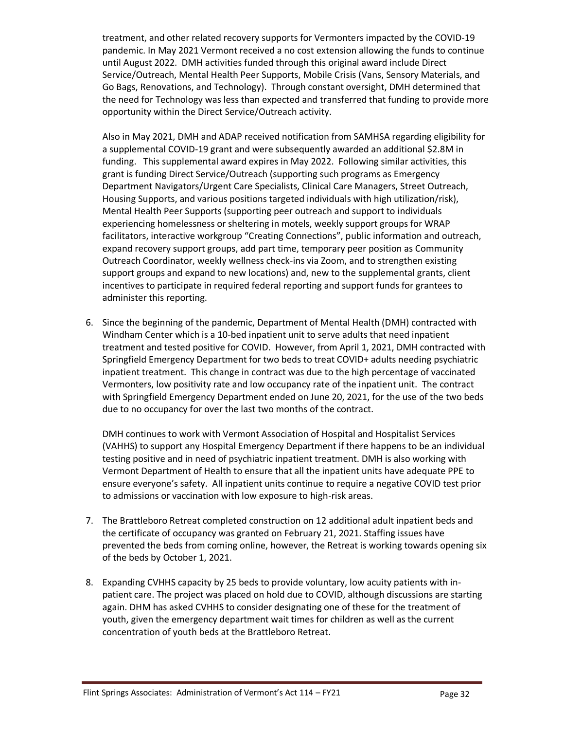treatment, and other related recovery supports for Vermonters impacted by the COVID-19 pandemic. In May 2021 Vermont received a no cost extension allowing the funds to continue until August 2022. DMH activities funded through this original award include Direct Service/Outreach, Mental Health Peer Supports, Mobile Crisis (Vans, Sensory Materials, and Go Bags, Renovations, and Technology). Through constant oversight, DMH determined that the need for Technology was less than expected and transferred that funding to provide more opportunity within the Direct Service/Outreach activity.

Also in May 2021, DMH and ADAP received notification from SAMHSA regarding eligibility for a supplemental COVID-19 grant and were subsequently awarded an additional $2.8M in funding. This supplemental award expires in May 2022. Following similar activities, this grant is funding Direct Service/Outreach (supporting such programs as Emergency Department Navigators/Urgent Care Specialists, Clinical Care Managers, Street Outreach, Housing Supports, and various positions targeted individuals with high utilization/risk), Mental Health Peer Supports (supporting peer outreach and support to individuals experiencing homelessness or sheltering in motels, weekly support groups for WRAP facilitators, interactive workgroup "Creating Connections", public information and outreach, expand recovery support groups, add part time, temporary peer position as Community Outreach Coordinator, weekly wellness check-ins via Zoom, and to strengthen existing support groups and expand to new locations) and, new to the supplemental grants, client incentives to participate in required federal reporting and support funds for grantees to administer this reporting.

6. Since the beginning of the pandemic, Department of Mental Health (DMH) contracted with Windham Center which is a 10-bed inpatient unit to serve adults that need inpatient treatment and tested positive for COVID. However, from April 1, 2021, DMH contracted with Springfield Emergency Department for two beds to treat COVID+ adults needing psychiatric inpatient treatment. This change in contract was due to the high percentage of vaccinated Vermonters, low positivity rate and low occupancy rate of the inpatient unit. The contract with Springfield Emergency Department ended on June 20, 2021, for the use of the two beds due to no occupancy for over the last two months of the contract.

   DMH continues to work with Vermont Association of Hospital and Hospitalist Services (VAHHS) to support any Hospital Emergency Department if there happens to be an individual testing positive and in need of psychiatric inpatient treatment. DMH is also working with Vermont Department of Health to ensure that all the inpatient units have adequate PPE to ensure everyone's safety. All inpatient units continue to require a negative COVID test prior to admissions or vaccination with low exposure to high-risk areas.

7. The Brattleboro Retreat completed construction on 12 additional adult inpatient beds and the certificate of occupancy was granted on February 21, 2021. Staffing issues have prevented the beds from coming online, however, the Retreat is working towards opening six of the beds by October 1, 2021.

8. Expanding CVHHS capacity by 25 beds to provide voluntary, low acuity patients with in-patient care. The project was placed on hold due to COVID, although discussions are starting again. DHM has asked CVHHS to consider designating one of these for the treatment of youth, given the emergency department wait times for children as well as the current concentration of youth beds at the Brattleboro Retreat.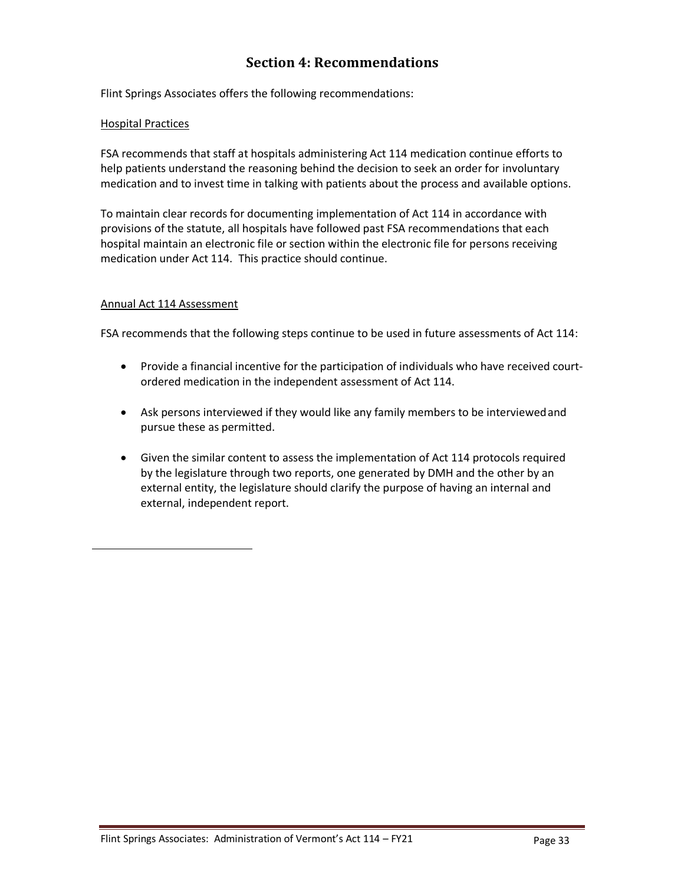# Section 4: Recommendations

Flint Springs Associates offers the following recommendations:

Hospital Practices

FSA recommends that staff at hospitals administering Act 114 medication continue efforts to help patients understand the reasoning behind the decision to seek an order for involuntary medication and to invest time in talking with patients about the process and available options.

To maintain clear records for documenting implementation of Act 114 in accordance with provisions of the statute, all hospitals have followed past FSA recommendations that each hospital maintain an electronic file or section within the electronic file for persons receiving medication under Act 114. This practice should continue.

Annual Act 114 Assessment

FSA recommends that the following steps continue to be used in future assessments of Act 114:

- Provide a financial incentive for the participation of individuals who have received court-ordered medication in the independent assessment of Act 114.
- Ask persons interviewed if they would like any family members to be interviewed and pursue these as permitted.
- Given the similar content to assess the implementation of Act 114 protocols required by the legislature through two reports, one generated by DMH and the other by an external entity, the legislature should clarify the purpose of having an internal and external, independent report.